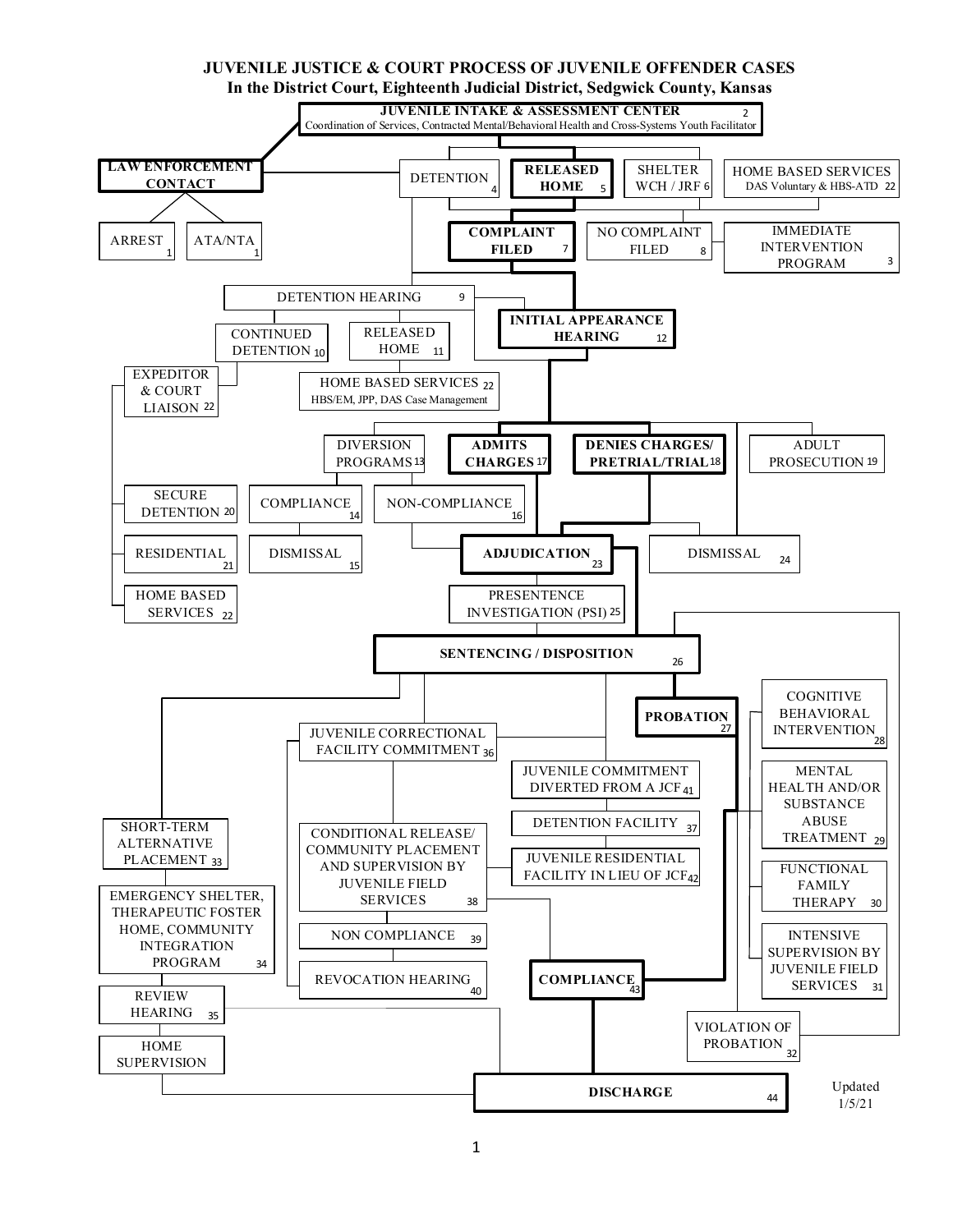# JUVENILE JUSTICE & COURT PROCESS OF JUVENILE OFFENDER CASES

## In the District Court, Eighteenth Judicial District, Sedgwick County, Kansas

**JUVENILE INTAKE & ASSESSMENT CENTER** 2
Coordination of Services, Contracted Mental/Behavioral Health and Cross-Systems Youth Facilitator

**LAW ENFORCEMENT CONTACT**

ARREST 1

ATA/NTA 1

DETENTION 4

**RELEASED HOME** 5

SHELTER WCH / JRF 6

HOME BASED SERVICES DAS Voluntary & HBS-ATD 22

**COMPLAINT FILED** 7

NO COMPLAINT FILED 8

IMMEDIATE INTERVENTION PROGRAM 3

DETENTION HEARING 9

**INITIAL APPEARANCE HEARING** 12

CONTINUED DETENTION 10

RELEASED HOME 11

HOME BASED SERVICES 22
HBS/EM, JPP, DAS Case Management

EXPEDITOR & COURT LIAISON 22

SECURE DETENTION 20

RESIDENTIAL 21

HOME BASED SERVICES 22

DIVERSION PROGRAMS 13

**ADMITS CHARGES** 17

**DENIES CHARGES/ PRETRIAL/TRIAL** 18

ADULT PROSECUTION 19

COMPLIANCE 14

NON-COMPLIANCE 16

DISMISSAL 15

**ADJUDICATION** 23

DISMISSAL 24

PRESENTENCE INVESTIGATION (PSI) 25

**SENTENCING / DISPOSITION** 26

**PROBATION** 27

COGNITIVE BEHAVIORAL INTERVENTION 28

MENTAL HEALTH AND/OR SUBSTANCE ABUSE TREATMENT 29

FUNCTIONAL FAMILY THERAPY 30

INTENSIVE SUPERVISION BY JUVENILE FIELD SERVICES 31

VIOLATION OF PROBATION 32

JUVENILE CORRECTIONAL FACILITY COMMITMENT 36

JUVENILE COMMITMENT DIVERTED FROM A JCF 41

DETENTION FACILITY 37

JUVENILE RESIDENTIAL FACILITY IN LIEU OF JCF 42

CONDITIONAL RELEASE/ COMMUNITY PLACEMENT AND SUPERVISION BY JUVENILE FIELD SERVICES 38

NON COMPLIANCE 39

REVOCATION HEARING 40

**COMPLIANCE** 43

SHORT-TERM ALTERNATIVE PLACEMENT 33

EMERGENCY SHELTER, THERAPEUTIC FOSTER HOME, COMMUNITY INTEGRATION PROGRAM 34

REVIEW HEARING 35

HOME SUPERVISION

**DISCHARGE** 44

Updated 1/5/21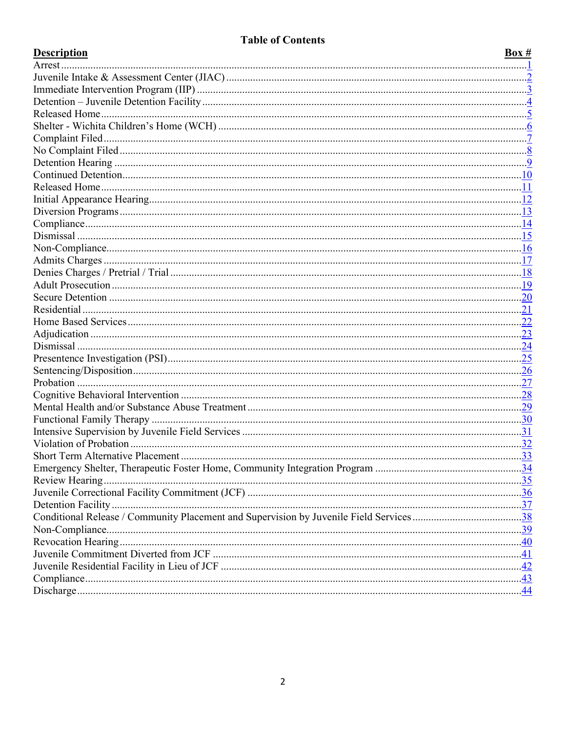# Table of Contents

| Description | Box # |
|---|---|
| Arrest | 1 |
| Juvenile Intake & Assessment Center (JIAC) | 2 |
| Immediate Intervention Program (IIP) | 3 |
| Detention – Juvenile Detention Facility | 4 |
| Released Home | 5 |
| Shelter - Wichita Children's Home (WCH) | 6 |
| Complaint Filed | 7 |
| No Complaint Filed | 8 |
| Detention Hearing | 9 |
| Continued Detention | 10 |
| Released Home | 11 |
| Initial Appearance Hearing | 12 |
| Diversion Programs | 13 |
| Compliance | 14 |
| Dismissal | 15 |
| Non-Compliance | 16 |
| Admits Charges | 17 |
| Denies Charges / Pretrial / Trial | 18 |
| Adult Prosecution | 19 |
| Secure Detention | 20 |
| Residential | 21 |
| Home Based Services | 22 |
| Adjudication | 23 |
| Dismissal | 24 |
| Presentence Investigation (PSI) | 25 |
| Sentencing/Disposition | 26 |
| Probation | 27 |
| Cognitive Behavioral Intervention | 28 |
| Mental Health and/or Substance Abuse Treatment | 29 |
| Functional Family Therapy | 30 |
| Intensive Supervision by Juvenile Field Services | 31 |
| Violation of Probation | 32 |
| Short Term Alternative Placement | 33 |
| Emergency Shelter, Therapeutic Foster Home, Community Integration Program | 34 |
| Review Hearing | 35 |
| Juvenile Correctional Facility Commitment (JCF) | 36 |
| Detention Facility | 37 |
| Conditional Release / Community Placement and Supervision by Juvenile Field Services | 38 |
| Non-Compliance | 39 |
| Revocation Hearing | 40 |
| Juvenile Commitment Diverted from JCF | 41 |
| Juvenile Residential Facility in Lieu of JCF | 42 |
| Compliance | 43 |
| Discharge | 44 |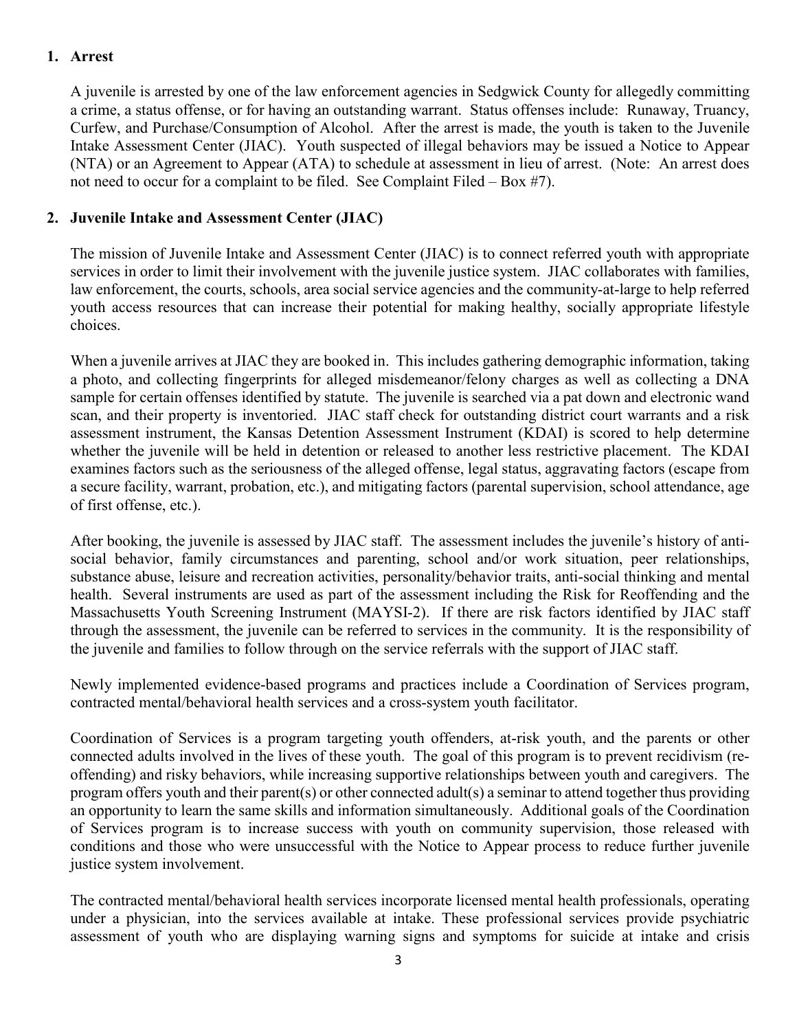## 1. Arrest

A juvenile is arrested by one of the law enforcement agencies in Sedgwick County for allegedly committing a crime, a status offense, or for having an outstanding warrant. Status offenses include: Runaway, Truancy, Curfew, and Purchase/Consumption of Alcohol. After the arrest is made, the youth is taken to the Juvenile Intake Assessment Center (JIAC). Youth suspected of illegal behaviors may be issued a Notice to Appear (NTA) or an Agreement to Appear (ATA) to schedule at assessment in lieu of arrest. (Note: An arrest does not need to occur for a complaint to be filed. See Complaint Filed – Box #7).

## 2. Juvenile Intake and Assessment Center (JIAC)

The mission of Juvenile Intake and Assessment Center (JIAC) is to connect referred youth with appropriate services in order to limit their involvement with the juvenile justice system. JIAC collaborates with families, law enforcement, the courts, schools, area social service agencies and the community-at-large to help referred youth access resources that can increase their potential for making healthy, socially appropriate lifestyle choices.

When a juvenile arrives at JIAC they are booked in. This includes gathering demographic information, taking a photo, and collecting fingerprints for alleged misdemeanor/felony charges as well as collecting a DNA sample for certain offenses identified by statute. The juvenile is searched via a pat down and electronic wand scan, and their property is inventoried. JIAC staff check for outstanding district court warrants and a risk assessment instrument, the Kansas Detention Assessment Instrument (KDAI) is scored to help determine whether the juvenile will be held in detention or released to another less restrictive placement. The KDAI examines factors such as the seriousness of the alleged offense, legal status, aggravating factors (escape from a secure facility, warrant, probation, etc.), and mitigating factors (parental supervision, school attendance, age of first offense, etc.).

After booking, the juvenile is assessed by JIAC staff. The assessment includes the juvenile's history of anti-social behavior, family circumstances and parenting, school and/or work situation, peer relationships, substance abuse, leisure and recreation activities, personality/behavior traits, anti-social thinking and mental health. Several instruments are used as part of the assessment including the Risk for Reoffending and the Massachusetts Youth Screening Instrument (MAYSI-2). If there are risk factors identified by JIAC staff through the assessment, the juvenile can be referred to services in the community. It is the responsibility of the juvenile and families to follow through on the service referrals with the support of JIAC staff.

Newly implemented evidence-based programs and practices include a Coordination of Services program, contracted mental/behavioral health services and a cross-system youth facilitator.

Coordination of Services is a program targeting youth offenders, at-risk youth, and the parents or other connected adults involved in the lives of these youth. The goal of this program is to prevent recidivism (re-offending) and risky behaviors, while increasing supportive relationships between youth and caregivers. The program offers youth and their parent(s) or other connected adult(s) a seminar to attend together thus providing an opportunity to learn the same skills and information simultaneously. Additional goals of the Coordination of Services program is to increase success with youth on community supervision, those released with conditions and those who were unsuccessful with the Notice to Appear process to reduce further juvenile justice system involvement.

The contracted mental/behavioral health services incorporate licensed mental health professionals, operating under a physician, into the services available at intake. These professional services provide psychiatric assessment of youth who are displaying warning signs and symptoms for suicide at intake and crisis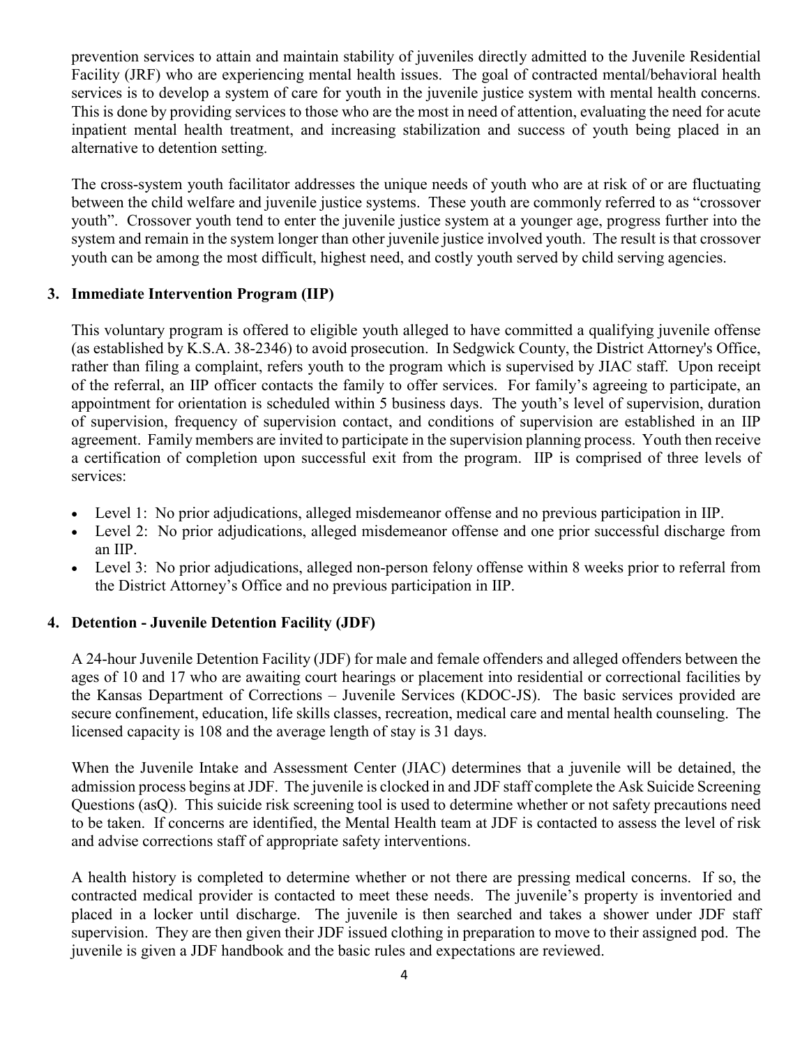prevention services to attain and maintain stability of juveniles directly admitted to the Juvenile Residential Facility (JRF) who are experiencing mental health issues. The goal of contracted mental/behavioral health services is to develop a system of care for youth in the juvenile justice system with mental health concerns. This is done by providing services to those who are the most in need of attention, evaluating the need for acute inpatient mental health treatment, and increasing stabilization and success of youth being placed in an alternative to detention setting.

The cross-system youth facilitator addresses the unique needs of youth who are at risk of or are fluctuating between the child welfare and juvenile justice systems. These youth are commonly referred to as "crossover youth". Crossover youth tend to enter the juvenile justice system at a younger age, progress further into the system and remain in the system longer than other juvenile justice involved youth. The result is that crossover youth can be among the most difficult, highest need, and costly youth served by child serving agencies.

### 3. Immediate Intervention Program (IIP)

This voluntary program is offered to eligible youth alleged to have committed a qualifying juvenile offense (as established by K.S.A. 38-2346) to avoid prosecution. In Sedgwick County, the District Attorney's Office, rather than filing a complaint, refers youth to the program which is supervised by JIAC staff. Upon receipt of the referral, an IIP officer contacts the family to offer services. For family's agreeing to participate, an appointment for orientation is scheduled within 5 business days. The youth's level of supervision, duration of supervision, frequency of supervision contact, and conditions of supervision are established in an IIP agreement. Family members are invited to participate in the supervision planning process. Youth then receive a certification of completion upon successful exit from the program. IIP is comprised of three levels of services:

- Level 1: No prior adjudications, alleged misdemeanor offense and no previous participation in IIP.
- Level 2: No prior adjudications, alleged misdemeanor offense and one prior successful discharge from an IIP.
- Level 3: No prior adjudications, alleged non-person felony offense within 8 weeks prior to referral from the District Attorney's Office and no previous participation in IIP.

### 4. Detention - Juvenile Detention Facility (JDF)

A 24-hour Juvenile Detention Facility (JDF) for male and female offenders and alleged offenders between the ages of 10 and 17 who are awaiting court hearings or placement into residential or correctional facilities by the Kansas Department of Corrections – Juvenile Services (KDOC-JS). The basic services provided are secure confinement, education, life skills classes, recreation, medical care and mental health counseling. The licensed capacity is 108 and the average length of stay is 31 days.

When the Juvenile Intake and Assessment Center (JIAC) determines that a juvenile will be detained, the admission process begins at JDF. The juvenile is clocked in and JDF staff complete the Ask Suicide Screening Questions (asQ). This suicide risk screening tool is used to determine whether or not safety precautions need to be taken. If concerns are identified, the Mental Health team at JDF is contacted to assess the level of risk and advise corrections staff of appropriate safety interventions.

A health history is completed to determine whether or not there are pressing medical concerns. If so, the contracted medical provider is contacted to meet these needs. The juvenile's property is inventoried and placed in a locker until discharge. The juvenile is then searched and takes a shower under JDF staff supervision. They are then given their JDF issued clothing in preparation to move to their assigned pod. The juvenile is given a JDF handbook and the basic rules and expectations are reviewed.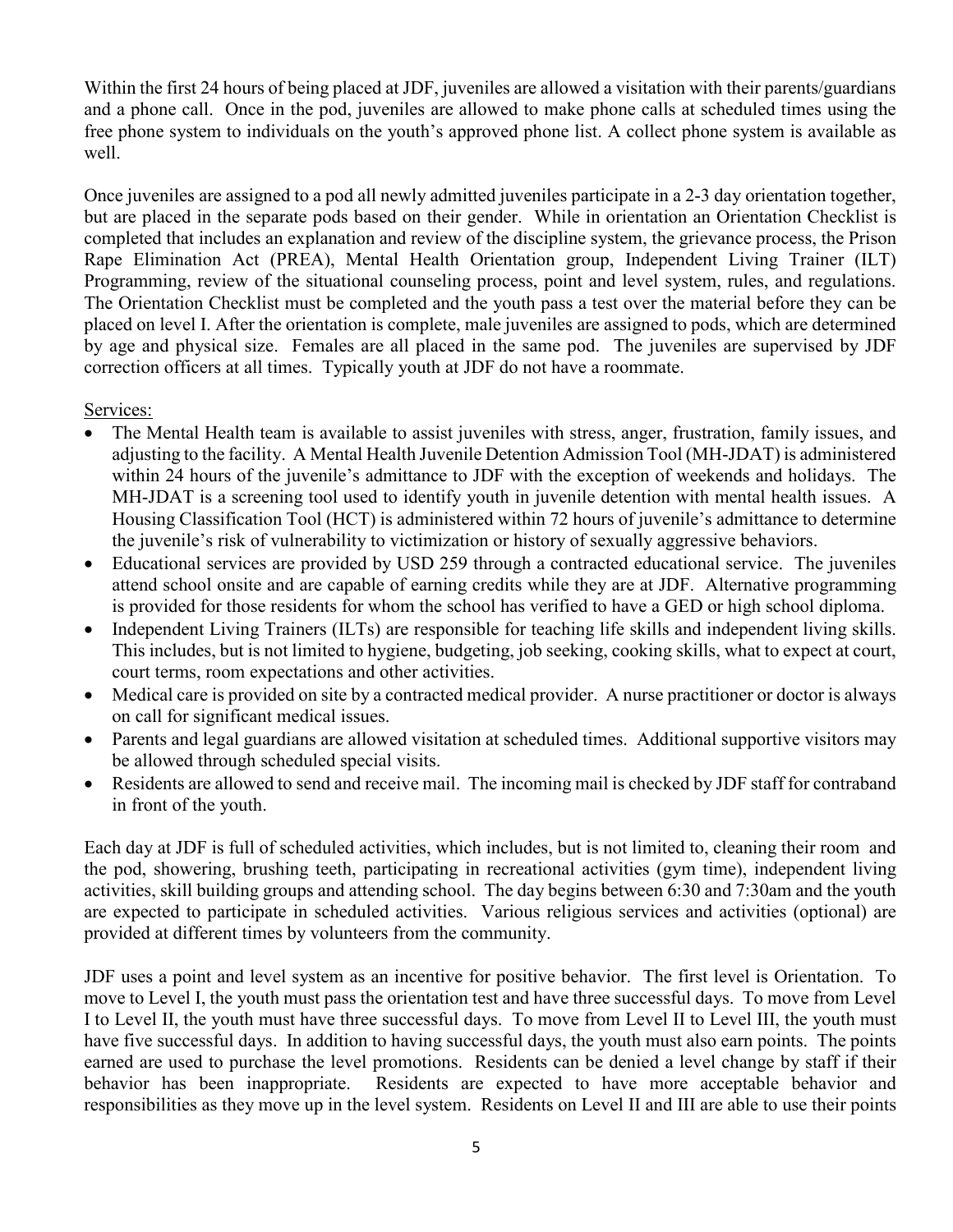Within the first 24 hours of being placed at JDF, juveniles are allowed a visitation with their parents/guardians and a phone call. Once in the pod, juveniles are allowed to make phone calls at scheduled times using the free phone system to individuals on the youth's approved phone list. A collect phone system is available as well.

Once juveniles are assigned to a pod all newly admitted juveniles participate in a 2-3 day orientation together, but are placed in the separate pods based on their gender. While in orientation an Orientation Checklist is completed that includes an explanation and review of the discipline system, the grievance process, the Prison Rape Elimination Act (PREA), Mental Health Orientation group, Independent Living Trainer (ILT) Programming, review of the situational counseling process, point and level system, rules, and regulations. The Orientation Checklist must be completed and the youth pass a test over the material before they can be placed on level I. After the orientation is complete, male juveniles are assigned to pods, which are determined by age and physical size. Females are all placed in the same pod. The juveniles are supervised by JDF correction officers at all times. Typically youth at JDF do not have a roommate.

<u>Services:</u>

- The Mental Health team is available to assist juveniles with stress, anger, frustration, family issues, and adjusting to the facility. A Mental Health Juvenile Detention Admission Tool (MH-JDAT) is administered within 24 hours of the juvenile's admittance to JDF with the exception of weekends and holidays. The MH-JDAT is a screening tool used to identify youth in juvenile detention with mental health issues. A Housing Classification Tool (HCT) is administered within 72 hours of juvenile's admittance to determine the juvenile's risk of vulnerability to victimization or history of sexually aggressive behaviors.
- Educational services are provided by USD 259 through a contracted educational service. The juveniles attend school onsite and are capable of earning credits while they are at JDF. Alternative programming is provided for those residents for whom the school has verified to have a GED or high school diploma.
- Independent Living Trainers (ILTs) are responsible for teaching life skills and independent living skills. This includes, but is not limited to hygiene, budgeting, job seeking, cooking skills, what to expect at court, court terms, room expectations and other activities.
- Medical care is provided on site by a contracted medical provider. A nurse practitioner or doctor is always on call for significant medical issues.
- Parents and legal guardians are allowed visitation at scheduled times. Additional supportive visitors may be allowed through scheduled special visits.
- Residents are allowed to send and receive mail. The incoming mail is checked by JDF staff for contraband in front of the youth.

Each day at JDF is full of scheduled activities, which includes, but is not limited to, cleaning their room and the pod, showering, brushing teeth, participating in recreational activities (gym time), independent living activities, skill building groups and attending school. The day begins between 6:30 and 7:30am and the youth are expected to participate in scheduled activities. Various religious services and activities (optional) are provided at different times by volunteers from the community.

JDF uses a point and level system as an incentive for positive behavior. The first level is Orientation. To move to Level I, the youth must pass the orientation test and have three successful days. To move from Level I to Level II, the youth must have three successful days. To move from Level II to Level III, the youth must have five successful days. In addition to having successful days, the youth must also earn points. The points earned are used to purchase the level promotions. Residents can be denied a level change by staff if their behavior has been inappropriate. Residents are expected to have more acceptable behavior and responsibilities as they move up in the level system. Residents on Level II and III are able to use their points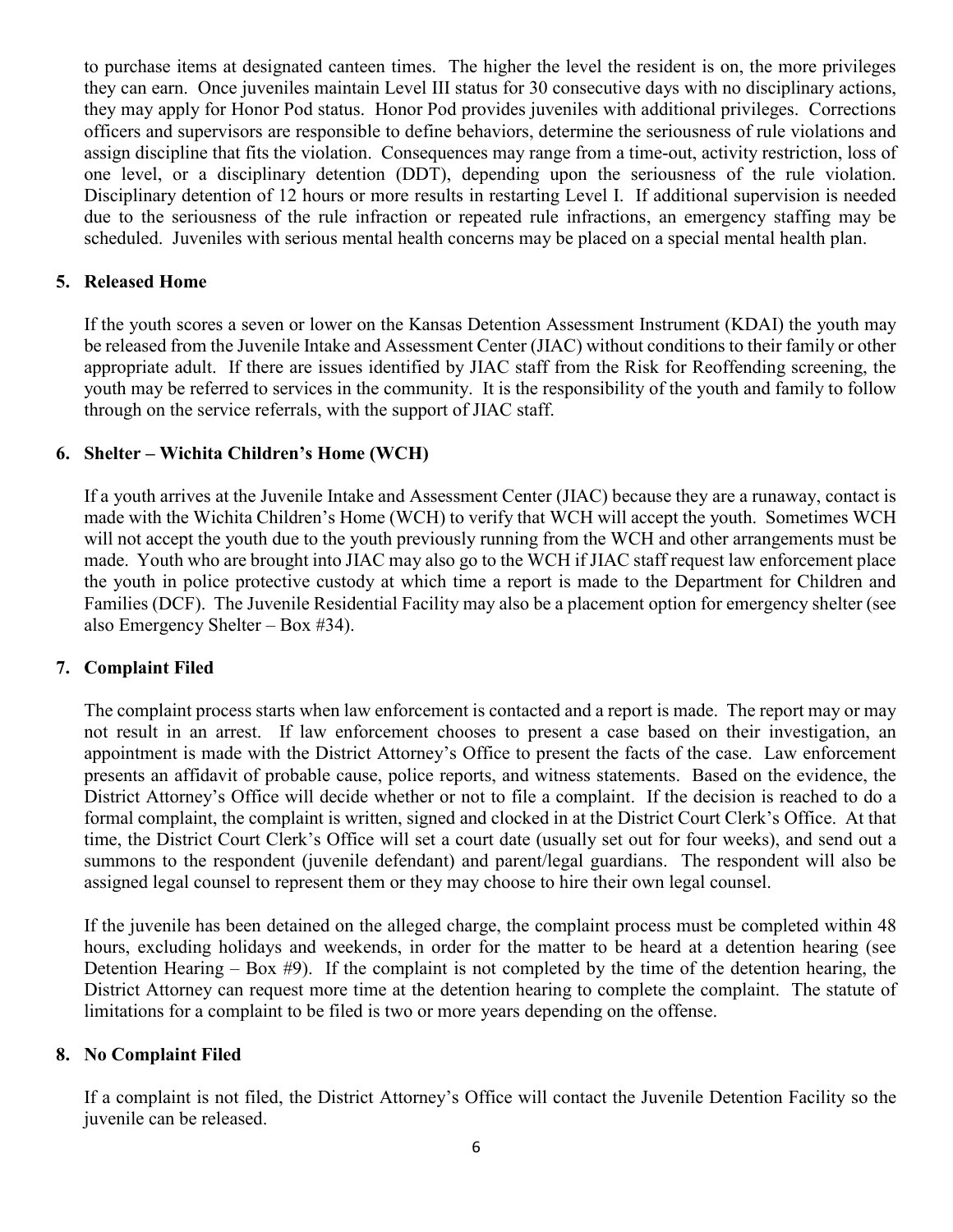to purchase items at designated canteen times. The higher the level the resident is on, the more privileges they can earn. Once juveniles maintain Level III status for 30 consecutive days with no disciplinary actions, they may apply for Honor Pod status. Honor Pod provides juveniles with additional privileges. Corrections officers and supervisors are responsible to define behaviors, determine the seriousness of rule violations and assign discipline that fits the violation. Consequences may range from a time-out, activity restriction, loss of one level, or a disciplinary detention (DDT), depending upon the seriousness of the rule violation. Disciplinary detention of 12 hours or more results in restarting Level I. If additional supervision is needed due to the seriousness of the rule infraction or repeated rule infractions, an emergency staffing may be scheduled. Juveniles with serious mental health concerns may be placed on a special mental health plan.

## 5. Released Home

If the youth scores a seven or lower on the Kansas Detention Assessment Instrument (KDAI) the youth may be released from the Juvenile Intake and Assessment Center (JIAC) without conditions to their family or other appropriate adult. If there are issues identified by JIAC staff from the Risk for Reoffending screening, the youth may be referred to services in the community. It is the responsibility of the youth and family to follow through on the service referrals, with the support of JIAC staff.

## 6. Shelter – Wichita Children's Home (WCH)

If a youth arrives at the Juvenile Intake and Assessment Center (JIAC) because they are a runaway, contact is made with the Wichita Children's Home (WCH) to verify that WCH will accept the youth. Sometimes WCH will not accept the youth due to the youth previously running from the WCH and other arrangements must be made. Youth who are brought into JIAC may also go to the WCH if JIAC staff request law enforcement place the youth in police protective custody at which time a report is made to the Department for Children and Families (DCF). The Juvenile Residential Facility may also be a placement option for emergency shelter (see also Emergency Shelter – Box #34).

## 7. Complaint Filed

The complaint process starts when law enforcement is contacted and a report is made. The report may or may not result in an arrest. If law enforcement chooses to present a case based on their investigation, an appointment is made with the District Attorney's Office to present the facts of the case. Law enforcement presents an affidavit of probable cause, police reports, and witness statements. Based on the evidence, the District Attorney's Office will decide whether or not to file a complaint. If the decision is reached to do a formal complaint, the complaint is written, signed and clocked in at the District Court Clerk's Office. At that time, the District Court Clerk's Office will set a court date (usually set out for four weeks), and send out a summons to the respondent (juvenile defendant) and parent/legal guardians. The respondent will also be assigned legal counsel to represent them or they may choose to hire their own legal counsel.

If the juvenile has been detained on the alleged charge, the complaint process must be completed within 48 hours, excluding holidays and weekends, in order for the matter to be heard at a detention hearing (see Detention Hearing – Box #9). If the complaint is not completed by the time of the detention hearing, the District Attorney can request more time at the detention hearing to complete the complaint. The statute of limitations for a complaint to be filed is two or more years depending on the offense.

## 8. No Complaint Filed

If a complaint is not filed, the District Attorney's Office will contact the Juvenile Detention Facility so the juvenile can be released.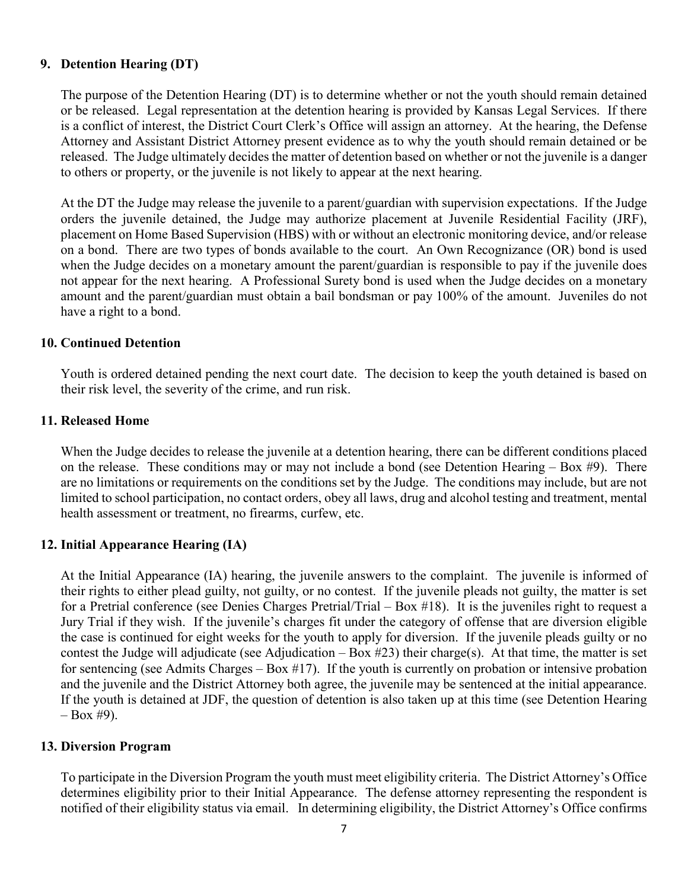### 9. Detention Hearing (DT)

The purpose of the Detention Hearing (DT) is to determine whether or not the youth should remain detained or be released. Legal representation at the detention hearing is provided by Kansas Legal Services. If there is a conflict of interest, the District Court Clerk's Office will assign an attorney. At the hearing, the Defense Attorney and Assistant District Attorney present evidence as to why the youth should remain detained or be released. The Judge ultimately decides the matter of detention based on whether or not the juvenile is a danger to others or property, or the juvenile is not likely to appear at the next hearing.

At the DT the Judge may release the juvenile to a parent/guardian with supervision expectations. If the Judge orders the juvenile detained, the Judge may authorize placement at Juvenile Residential Facility (JRF), placement on Home Based Supervision (HBS) with or without an electronic monitoring device, and/or release on a bond. There are two types of bonds available to the court. An Own Recognizance (OR) bond is used when the Judge decides on a monetary amount the parent/guardian is responsible to pay if the juvenile does not appear for the next hearing. A Professional Surety bond is used when the Judge decides on a monetary amount and the parent/guardian must obtain a bail bondsman or pay 100% of the amount. Juveniles do not have a right to a bond.

### 10. Continued Detention

Youth is ordered detained pending the next court date. The decision to keep the youth detained is based on their risk level, the severity of the crime, and run risk.

### 11. Released Home

When the Judge decides to release the juvenile at a detention hearing, there can be different conditions placed on the release. These conditions may or may not include a bond (see Detention Hearing – Box #9). There are no limitations or requirements on the conditions set by the Judge. The conditions may include, but are not limited to school participation, no contact orders, obey all laws, drug and alcohol testing and treatment, mental health assessment or treatment, no firearms, curfew, etc.

### 12. Initial Appearance Hearing (IA)

At the Initial Appearance (IA) hearing, the juvenile answers to the complaint. The juvenile is informed of their rights to either plead guilty, not guilty, or no contest. If the juvenile pleads not guilty, the matter is set for a Pretrial conference (see Denies Charges Pretrial/Trial – Box #18). It is the juveniles right to request a Jury Trial if they wish. If the juvenile's charges fit under the category of offense that are diversion eligible the case is continued for eight weeks for the youth to apply for diversion. If the juvenile pleads guilty or no contest the Judge will adjudicate (see Adjudication – Box #23) their charge(s). At that time, the matter is set for sentencing (see Admits Charges – Box #17). If the youth is currently on probation or intensive probation and the juvenile and the District Attorney both agree, the juvenile may be sentenced at the initial appearance. If the youth is detained at JDF, the question of detention is also taken up at this time (see Detention Hearing – Box #9).

### 13. Diversion Program

To participate in the Diversion Program the youth must meet eligibility criteria. The District Attorney's Office determines eligibility prior to their Initial Appearance. The defense attorney representing the respondent is notified of their eligibility status via email. In determining eligibility, the District Attorney's Office confirms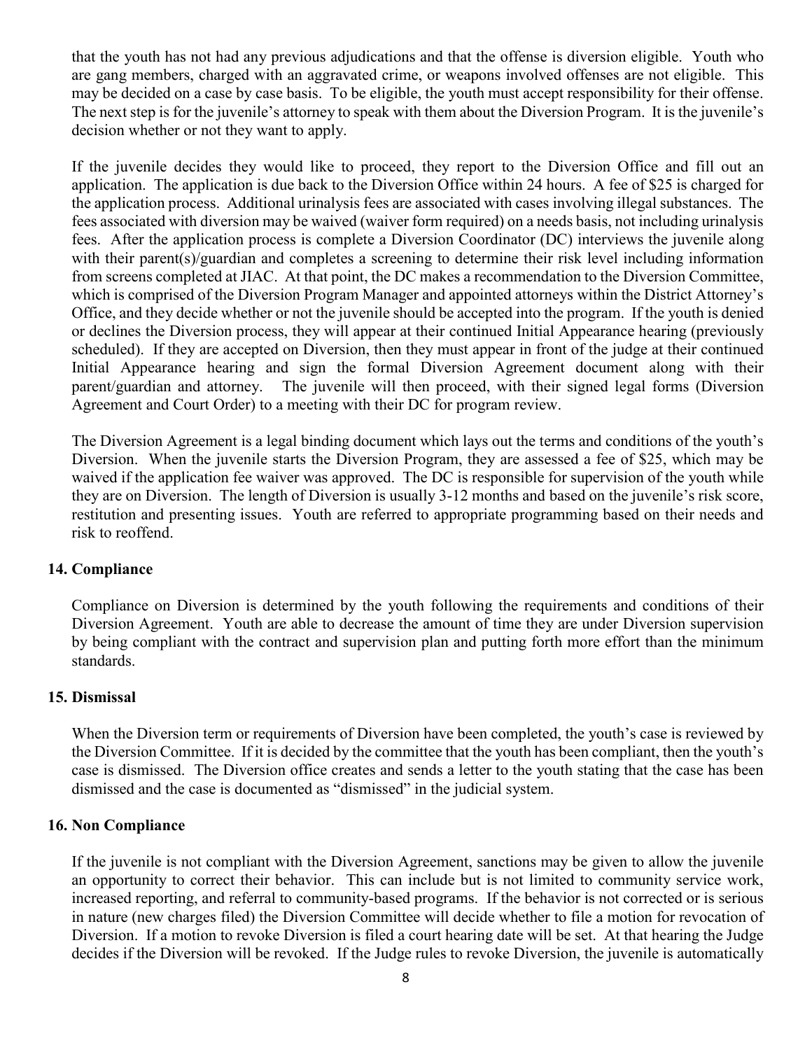that the youth has not had any previous adjudications and that the offense is diversion eligible. Youth who are gang members, charged with an aggravated crime, or weapons involved offenses are not eligible. This may be decided on a case by case basis. To be eligible, the youth must accept responsibility for their offense. The next step is for the juvenile's attorney to speak with them about the Diversion Program. It is the juvenile's decision whether or not they want to apply.

If the juvenile decides they would like to proceed, they report to the Diversion Office and fill out an application. The application is due back to the Diversion Office within 24 hours. A fee of $25 is charged for the application process. Additional urinalysis fees are associated with cases involving illegal substances. The fees associated with diversion may be waived (waiver form required) on a needs basis, not including urinalysis fees. After the application process is complete a Diversion Coordinator (DC) interviews the juvenile along with their parent(s)/guardian and completes a screening to determine their risk level including information from screens completed at JIAC. At that point, the DC makes a recommendation to the Diversion Committee, which is comprised of the Diversion Program Manager and appointed attorneys within the District Attorney's Office, and they decide whether or not the juvenile should be accepted into the program. If the youth is denied or declines the Diversion process, they will appear at their continued Initial Appearance hearing (previously scheduled). If they are accepted on Diversion, then they must appear in front of the judge at their continued Initial Appearance hearing and sign the formal Diversion Agreement document along with their parent/guardian and attorney. The juvenile will then proceed, with their signed legal forms (Diversion Agreement and Court Order) to a meeting with their DC for program review.

The Diversion Agreement is a legal binding document which lays out the terms and conditions of the youth's Diversion. When the juvenile starts the Diversion Program, they are assessed a fee of $25, which may be waived if the application fee waiver was approved. The DC is responsible for supervision of the youth while they are on Diversion. The length of Diversion is usually 3-12 months and based on the juvenile's risk score, restitution and presenting issues. Youth are referred to appropriate programming based on their needs and risk to reoffend.

### 14. Compliance

Compliance on Diversion is determined by the youth following the requirements and conditions of their Diversion Agreement. Youth are able to decrease the amount of time they are under Diversion supervision by being compliant with the contract and supervision plan and putting forth more effort than the minimum standards.

### 15. Dismissal

When the Diversion term or requirements of Diversion have been completed, the youth's case is reviewed by the Diversion Committee. If it is decided by the committee that the youth has been compliant, then the youth's case is dismissed. The Diversion office creates and sends a letter to the youth stating that the case has been dismissed and the case is documented as "dismissed" in the judicial system.

### 16. Non Compliance

If the juvenile is not compliant with the Diversion Agreement, sanctions may be given to allow the juvenile an opportunity to correct their behavior. This can include but is not limited to community service work, increased reporting, and referral to community-based programs. If the behavior is not corrected or is serious in nature (new charges filed) the Diversion Committee will decide whether to file a motion for revocation of Diversion. If a motion to revoke Diversion is filed a court hearing date will be set. At that hearing the Judge decides if the Diversion will be revoked. If the Judge rules to revoke Diversion, the juvenile is automatically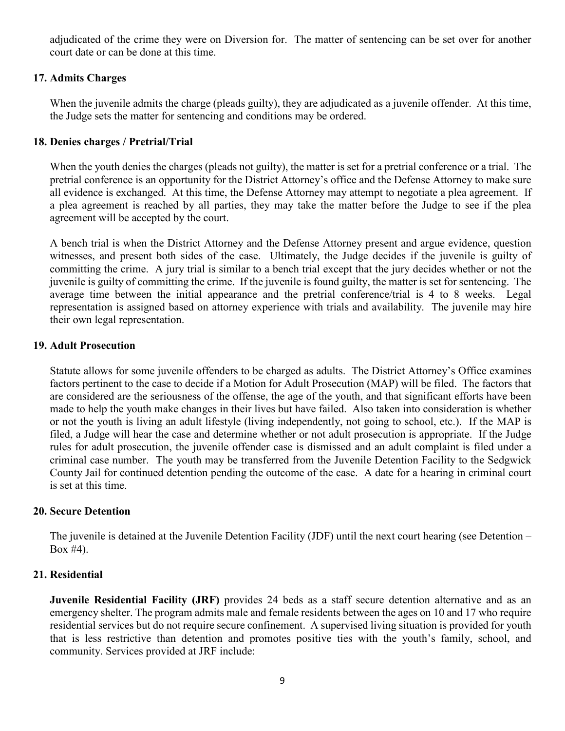adjudicated of the crime they were on Diversion for. The matter of sentencing can be set over for another court date or can be done at this time.

### 17. Admits Charges

When the juvenile admits the charge (pleads guilty), they are adjudicated as a juvenile offender. At this time, the Judge sets the matter for sentencing and conditions may be ordered.

### 18. Denies charges / Pretrial/Trial

When the youth denies the charges (pleads not guilty), the matter is set for a pretrial conference or a trial. The pretrial conference is an opportunity for the District Attorney's office and the Defense Attorney to make sure all evidence is exchanged. At this time, the Defense Attorney may attempt to negotiate a plea agreement. If a plea agreement is reached by all parties, they may take the matter before the Judge to see if the plea agreement will be accepted by the court.

A bench trial is when the District Attorney and the Defense Attorney present and argue evidence, question witnesses, and present both sides of the case. Ultimately, the Judge decides if the juvenile is guilty of committing the crime. A jury trial is similar to a bench trial except that the jury decides whether or not the juvenile is guilty of committing the crime. If the juvenile is found guilty, the matter is set for sentencing. The average time between the initial appearance and the pretrial conference/trial is 4 to 8 weeks. Legal representation is assigned based on attorney experience with trials and availability. The juvenile may hire their own legal representation.

### 19. Adult Prosecution

Statute allows for some juvenile offenders to be charged as adults. The District Attorney's Office examines factors pertinent to the case to decide if a Motion for Adult Prosecution (MAP) will be filed. The factors that are considered are the seriousness of the offense, the age of the youth, and that significant efforts have been made to help the youth make changes in their lives but have failed. Also taken into consideration is whether or not the youth is living an adult lifestyle (living independently, not going to school, etc.). If the MAP is filed, a Judge will hear the case and determine whether or not adult prosecution is appropriate. If the Judge rules for adult prosecution, the juvenile offender case is dismissed and an adult complaint is filed under a criminal case number. The youth may be transferred from the Juvenile Detention Facility to the Sedgwick County Jail for continued detention pending the outcome of the case. A date for a hearing in criminal court is set at this time.

### 20. Secure Detention

The juvenile is detained at the Juvenile Detention Facility (JDF) until the next court hearing (see Detention – Box #4).

### 21. Residential

**Juvenile Residential Facility (JRF)** provides 24 beds as a staff secure detention alternative and as an emergency shelter. The program admits male and female residents between the ages on 10 and 17 who require residential services but do not require secure confinement. A supervised living situation is provided for youth that is less restrictive than detention and promotes positive ties with the youth's family, school, and community. Services provided at JRF include: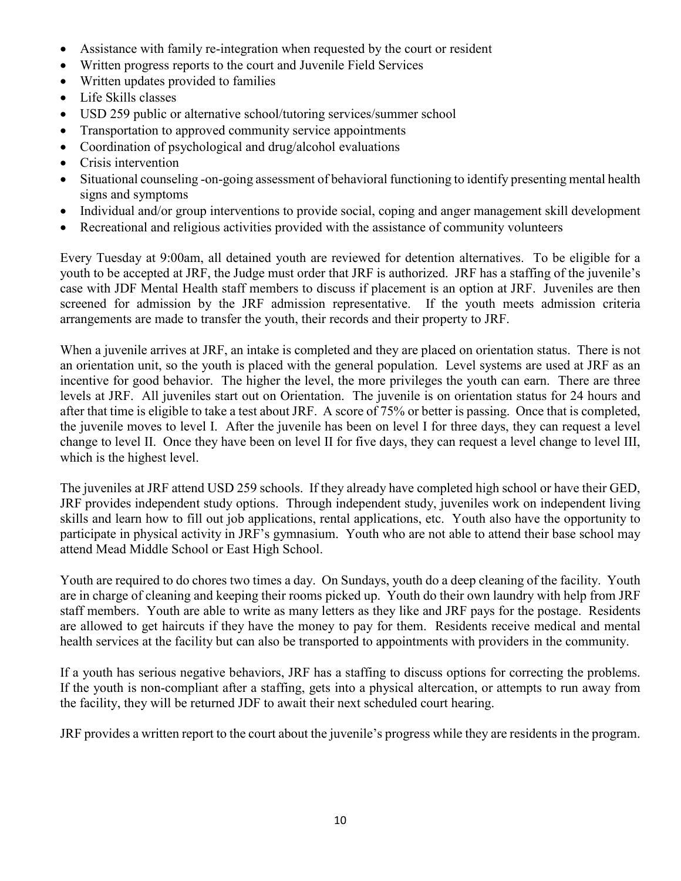- Assistance with family re-integration when requested by the court or resident
- Written progress reports to the court and Juvenile Field Services
- Written updates provided to families
- Life Skills classes
- USD 259 public or alternative school/tutoring services/summer school
- Transportation to approved community service appointments
- Coordination of psychological and drug/alcohol evaluations
- Crisis intervention
- Situational counseling -on-going assessment of behavioral functioning to identify presenting mental health signs and symptoms
- Individual and/or group interventions to provide social, coping and anger management skill development
- Recreational and religious activities provided with the assistance of community volunteers

Every Tuesday at 9:00am, all detained youth are reviewed for detention alternatives. To be eligible for a youth to be accepted at JRF, the Judge must order that JRF is authorized. JRF has a staffing of the juvenile's case with JDF Mental Health staff members to discuss if placement is an option at JRF. Juveniles are then screened for admission by the JRF admission representative. If the youth meets admission criteria arrangements are made to transfer the youth, their records and their property to JRF.

When a juvenile arrives at JRF, an intake is completed and they are placed on orientation status. There is not an orientation unit, so the youth is placed with the general population. Level systems are used at JRF as an incentive for good behavior. The higher the level, the more privileges the youth can earn. There are three levels at JRF. All juveniles start out on Orientation. The juvenile is on orientation status for 24 hours and after that time is eligible to take a test about JRF. A score of 75% or better is passing. Once that is completed, the juvenile moves to level I. After the juvenile has been on level I for three days, they can request a level change to level II. Once they have been on level II for five days, they can request a level change to level III, which is the highest level.

The juveniles at JRF attend USD 259 schools. If they already have completed high school or have their GED, JRF provides independent study options. Through independent study, juveniles work on independent living skills and learn how to fill out job applications, rental applications, etc. Youth also have the opportunity to participate in physical activity in JRF's gymnasium. Youth who are not able to attend their base school may attend Mead Middle School or East High School.

Youth are required to do chores two times a day. On Sundays, youth do a deep cleaning of the facility. Youth are in charge of cleaning and keeping their rooms picked up. Youth do their own laundry with help from JRF staff members. Youth are able to write as many letters as they like and JRF pays for the postage. Residents are allowed to get haircuts if they have the money to pay for them. Residents receive medical and mental health services at the facility but can also be transported to appointments with providers in the community.

If a youth has serious negative behaviors, JRF has a staffing to discuss options for correcting the problems. If the youth is non-compliant after a staffing, gets into a physical altercation, or attempts to run away from the facility, they will be returned JDF to await their next scheduled court hearing.

JRF provides a written report to the court about the juvenile's progress while they are residents in the program.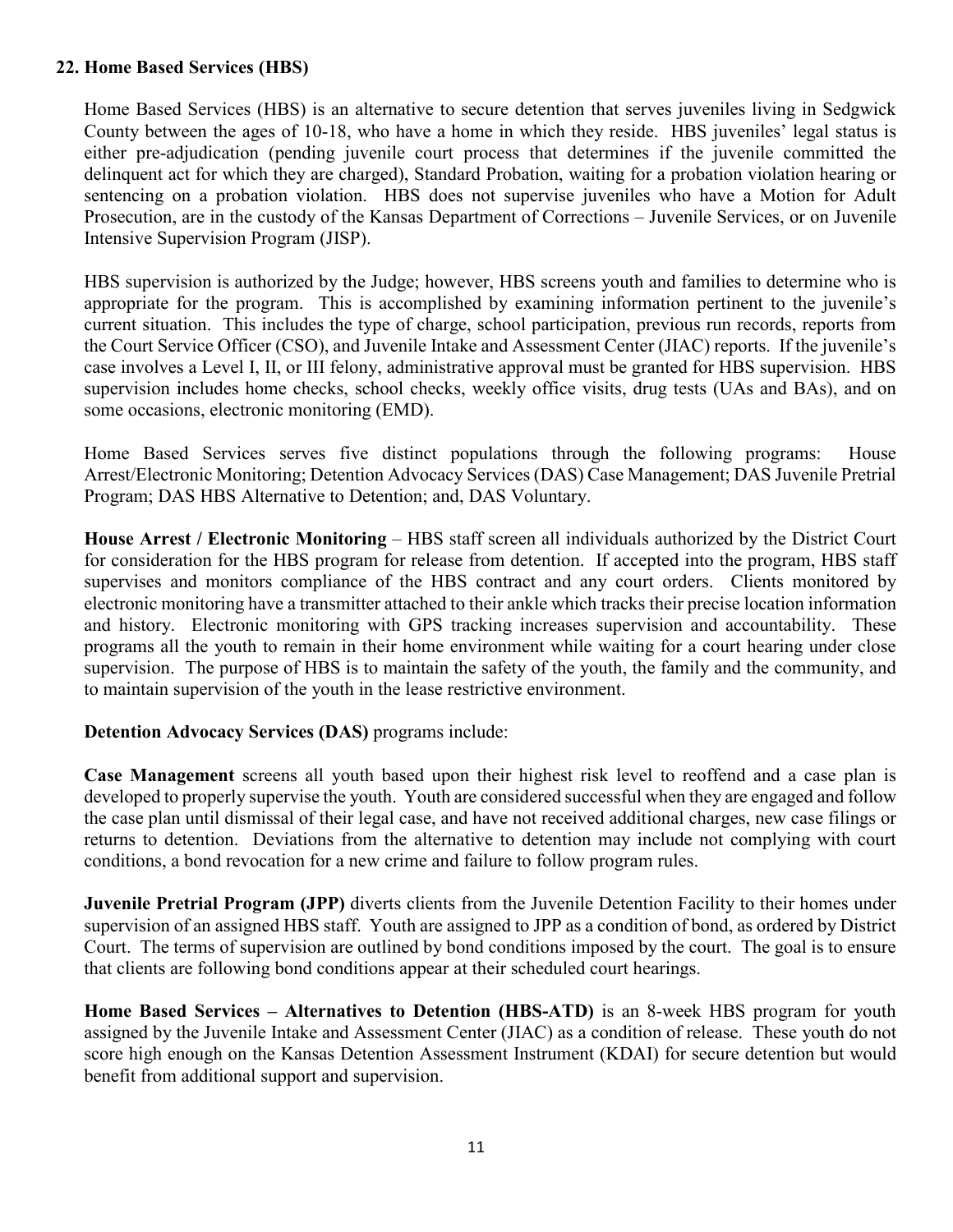## 22. Home Based Services (HBS)

Home Based Services (HBS) is an alternative to secure detention that serves juveniles living in Sedgwick County between the ages of 10-18, who have a home in which they reside. HBS juveniles' legal status is either pre-adjudication (pending juvenile court process that determines if the juvenile committed the delinquent act for which they are charged), Standard Probation, waiting for a probation violation hearing or sentencing on a probation violation. HBS does not supervise juveniles who have a Motion for Adult Prosecution, are in the custody of the Kansas Department of Corrections – Juvenile Services, or on Juvenile Intensive Supervision Program (JISP).

HBS supervision is authorized by the Judge; however, HBS screens youth and families to determine who is appropriate for the program. This is accomplished by examining information pertinent to the juvenile's current situation. This includes the type of charge, school participation, previous run records, reports from the Court Service Officer (CSO), and Juvenile Intake and Assessment Center (JIAC) reports. If the juvenile's case involves a Level I, II, or III felony, administrative approval must be granted for HBS supervision. HBS supervision includes home checks, school checks, weekly office visits, drug tests (UAs and BAs), and on some occasions, electronic monitoring (EMD).

Home Based Services serves five distinct populations through the following programs: House Arrest/Electronic Monitoring; Detention Advocacy Services (DAS) Case Management; DAS Juvenile Pretrial Program; DAS HBS Alternative to Detention; and, DAS Voluntary.

**House Arrest / Electronic Monitoring** – HBS staff screen all individuals authorized by the District Court for consideration for the HBS program for release from detention. If accepted into the program, HBS staff supervises and monitors compliance of the HBS contract and any court orders. Clients monitored by electronic monitoring have a transmitter attached to their ankle which tracks their precise location information and history. Electronic monitoring with GPS tracking increases supervision and accountability. These programs all the youth to remain in their home environment while waiting for a court hearing under close supervision. The purpose of HBS is to maintain the safety of the youth, the family and the community, and to maintain supervision of the youth in the lease restrictive environment.

**Detention Advocacy Services (DAS)** programs include:

**Case Management** screens all youth based upon their highest risk level to reoffend and a case plan is developed to properly supervise the youth. Youth are considered successful when they are engaged and follow the case plan until dismissal of their legal case, and have not received additional charges, new case filings or returns to detention. Deviations from the alternative to detention may include not complying with court conditions, a bond revocation for a new crime and failure to follow program rules.

**Juvenile Pretrial Program (JPP)** diverts clients from the Juvenile Detention Facility to their homes under supervision of an assigned HBS staff. Youth are assigned to JPP as a condition of bond, as ordered by District Court. The terms of supervision are outlined by bond conditions imposed by the court. The goal is to ensure that clients are following bond conditions appear at their scheduled court hearings.

**Home Based Services – Alternatives to Detention (HBS-ATD)** is an 8-week HBS program for youth assigned by the Juvenile Intake and Assessment Center (JIAC) as a condition of release. These youth do not score high enough on the Kansas Detention Assessment Instrument (KDAI) for secure detention but would benefit from additional support and supervision.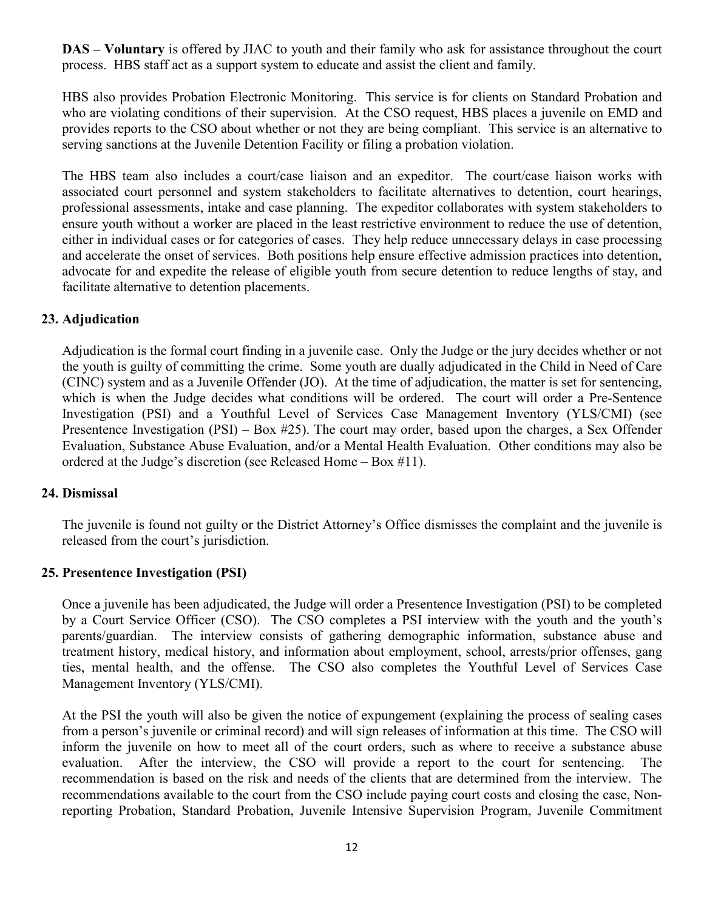**DAS – Voluntary** is offered by JIAC to youth and their family who ask for assistance throughout the court process. HBS staff act as a support system to educate and assist the client and family.

HBS also provides Probation Electronic Monitoring. This service is for clients on Standard Probation and who are violating conditions of their supervision. At the CSO request, HBS places a juvenile on EMD and provides reports to the CSO about whether or not they are being compliant. This service is an alternative to serving sanctions at the Juvenile Detention Facility or filing a probation violation.

The HBS team also includes a court/case liaison and an expeditor. The court/case liaison works with associated court personnel and system stakeholders to facilitate alternatives to detention, court hearings, professional assessments, intake and case planning. The expeditor collaborates with system stakeholders to ensure youth without a worker are placed in the least restrictive environment to reduce the use of detention, either in individual cases or for categories of cases. They help reduce unnecessary delays in case processing and accelerate the onset of services. Both positions help ensure effective admission practices into detention, advocate for and expedite the release of eligible youth from secure detention to reduce lengths of stay, and facilitate alternative to detention placements.

### 23. Adjudication

Adjudication is the formal court finding in a juvenile case. Only the Judge or the jury decides whether or not the youth is guilty of committing the crime. Some youth are dually adjudicated in the Child in Need of Care (CINC) system and as a Juvenile Offender (JO). At the time of adjudication, the matter is set for sentencing, which is when the Judge decides what conditions will be ordered. The court will order a Pre-Sentence Investigation (PSI) and a Youthful Level of Services Case Management Inventory (YLS/CMI) (see Presentence Investigation (PSI) – Box #25). The court may order, based upon the charges, a Sex Offender Evaluation, Substance Abuse Evaluation, and/or a Mental Health Evaluation. Other conditions may also be ordered at the Judge's discretion (see Released Home – Box #11).

### 24. Dismissal

The juvenile is found not guilty or the District Attorney's Office dismisses the complaint and the juvenile is released from the court's jurisdiction.

### 25. Presentence Investigation (PSI)

Once a juvenile has been adjudicated, the Judge will order a Presentence Investigation (PSI) to be completed by a Court Service Officer (CSO). The CSO completes a PSI interview with the youth and the youth's parents/guardian. The interview consists of gathering demographic information, substance abuse and treatment history, medical history, and information about employment, school, arrests/prior offenses, gang ties, mental health, and the offense. The CSO also completes the Youthful Level of Services Case Management Inventory (YLS/CMI).

At the PSI the youth will also be given the notice of expungement (explaining the process of sealing cases from a person's juvenile or criminal record) and will sign releases of information at this time. The CSO will inform the juvenile on how to meet all of the court orders, such as where to receive a substance abuse evaluation. After the interview, the CSO will provide a report to the court for sentencing. The recommendation is based on the risk and needs of the clients that are determined from the interview. The recommendations available to the court from the CSO include paying court costs and closing the case, Non-reporting Probation, Standard Probation, Juvenile Intensive Supervision Program, Juvenile Commitment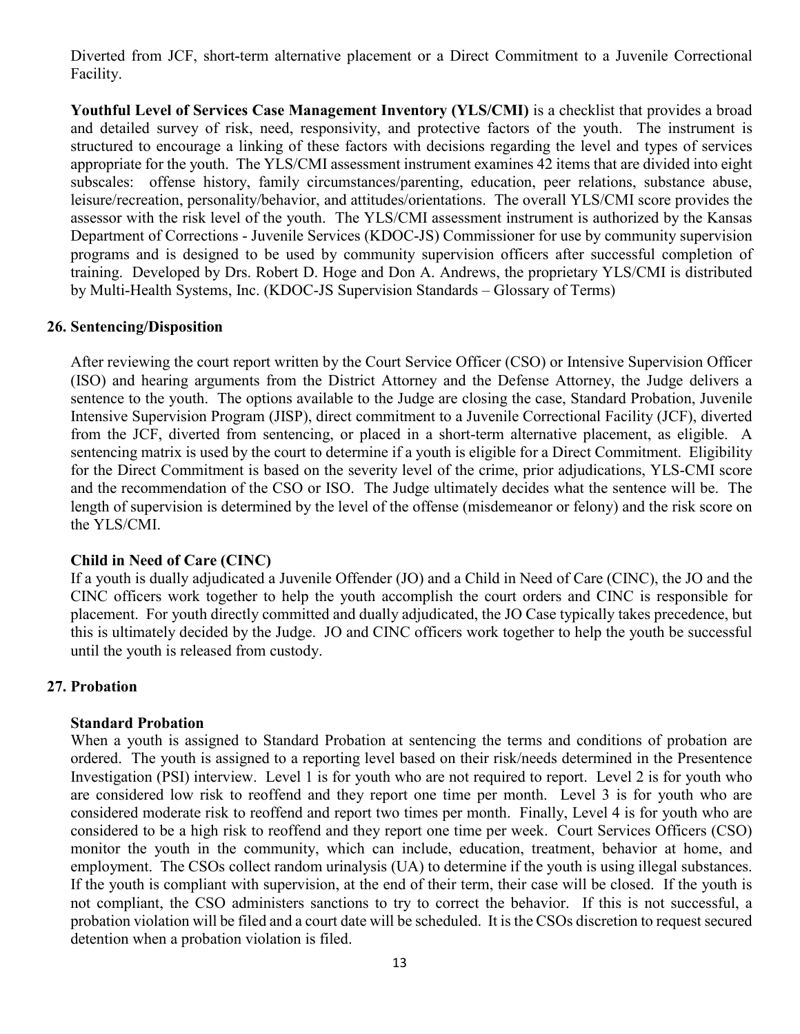Diverted from JCF, short-term alternative placement or a Direct Commitment to a Juvenile Correctional Facility.

**Youthful Level of Services Case Management Inventory (YLS/CMI)** is a checklist that provides a broad and detailed survey of risk, need, responsivity, and protective factors of the youth. The instrument is structured to encourage a linking of these factors with decisions regarding the level and types of services appropriate for the youth. The YLS/CMI assessment instrument examines 42 items that are divided into eight subscales: offense history, family circumstances/parenting, education, peer relations, substance abuse, leisure/recreation, personality/behavior, and attitudes/orientations. The overall YLS/CMI score provides the assessor with the risk level of the youth. The YLS/CMI assessment instrument is authorized by the Kansas Department of Corrections - Juvenile Services (KDOC-JS) Commissioner for use by community supervision programs and is designed to be used by community supervision officers after successful completion of training. Developed by Drs. Robert D. Hoge and Don A. Andrews, the proprietary YLS/CMI is distributed by Multi-Health Systems, Inc. (KDOC-JS Supervision Standards – Glossary of Terms)

## 26. Sentencing/Disposition

After reviewing the court report written by the Court Service Officer (CSO) or Intensive Supervision Officer (ISO) and hearing arguments from the District Attorney and the Defense Attorney, the Judge delivers a sentence to the youth. The options available to the Judge are closing the case, Standard Probation, Juvenile Intensive Supervision Program (JISP), direct commitment to a Juvenile Correctional Facility (JCF), diverted from the JCF, diverted from sentencing, or placed in a short-term alternative placement, as eligible. A sentencing matrix is used by the court to determine if a youth is eligible for a Direct Commitment. Eligibility for the Direct Commitment is based on the severity level of the crime, prior adjudications, YLS-CMI score and the recommendation of the CSO or ISO. The Judge ultimately decides what the sentence will be. The length of supervision is determined by the level of the offense (misdemeanor or felony) and the risk score on the YLS/CMI.

### Child in Need of Care (CINC)

If a youth is dually adjudicated a Juvenile Offender (JO) and a Child in Need of Care (CINC), the JO and the CINC officers work together to help the youth accomplish the court orders and CINC is responsible for placement. For youth directly committed and dually adjudicated, the JO Case typically takes precedence, but this is ultimately decided by the Judge. JO and CINC officers work together to help the youth be successful until the youth is released from custody.

## 27. Probation

### Standard Probation

When a youth is assigned to Standard Probation at sentencing the terms and conditions of probation are ordered. The youth is assigned to a reporting level based on their risk/needs determined in the Presentence Investigation (PSI) interview. Level 1 is for youth who are not required to report. Level 2 is for youth who are considered low risk to reoffend and they report one time per month. Level 3 is for youth who are considered moderate risk to reoffend and report two times per month. Finally, Level 4 is for youth who are considered to be a high risk to reoffend and they report one time per week. Court Services Officers (CSO) monitor the youth in the community, which can include, education, treatment, behavior at home, and employment. The CSOs collect random urinalysis (UA) to determine if the youth is using illegal substances. If the youth is compliant with supervision, at the end of their term, their case will be closed. If the youth is not compliant, the CSO administers sanctions to try to correct the behavior. If this is not successful, a probation violation will be filed and a court date will be scheduled. It is the CSOs discretion to request secured detention when a probation violation is filed.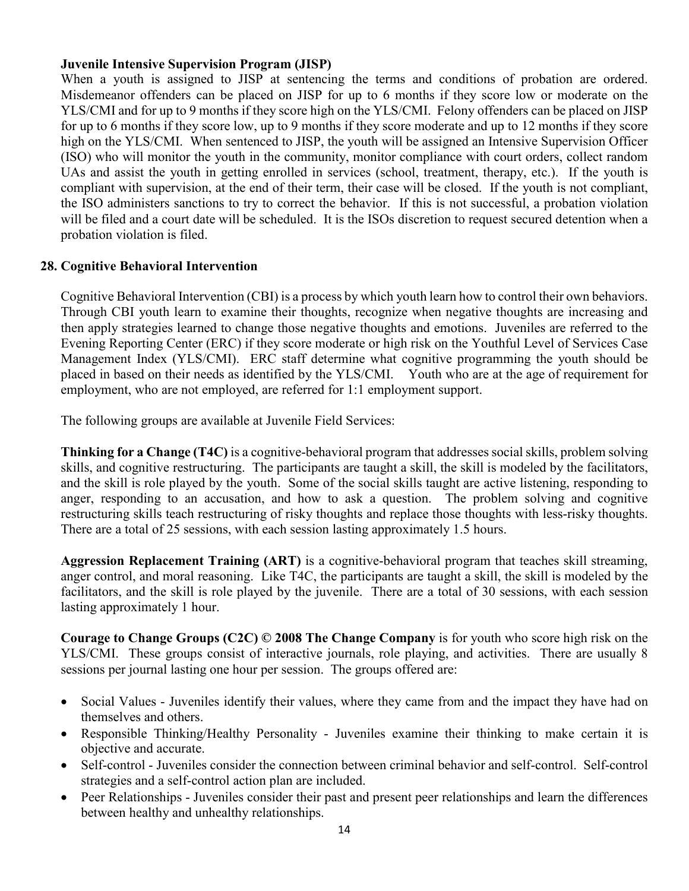**Juvenile Intensive Supervision Program (JISP)**

When a youth is assigned to JISP at sentencing the terms and conditions of probation are ordered. Misdemeanor offenders can be placed on JISP for up to 6 months if they score low or moderate on the YLS/CMI and for up to 9 months if they score high on the YLS/CMI. Felony offenders can be placed on JISP for up to 6 months if they score low, up to 9 months if they score moderate and up to 12 months if they score high on the YLS/CMI. When sentenced to JISP, the youth will be assigned an Intensive Supervision Officer (ISO) who will monitor the youth in the community, monitor compliance with court orders, collect random UAs and assist the youth in getting enrolled in services (school, treatment, therapy, etc.). If the youth is compliant with supervision, at the end of their term, their case will be closed. If the youth is not compliant, the ISO administers sanctions to try to correct the behavior. If this is not successful, a probation violation will be filed and a court date will be scheduled. It is the ISOs discretion to request secured detention when a probation violation is filed.

## 28. Cognitive Behavioral Intervention

Cognitive Behavioral Intervention (CBI) is a process by which youth learn how to control their own behaviors. Through CBI youth learn to examine their thoughts, recognize when negative thoughts are increasing and then apply strategies learned to change those negative thoughts and emotions. Juveniles are referred to the Evening Reporting Center (ERC) if they score moderate or high risk on the Youthful Level of Services Case Management Index (YLS/CMI). ERC staff determine what cognitive programming the youth should be placed in based on their needs as identified by the YLS/CMI. Youth who are at the age of requirement for employment, who are not employed, are referred for 1:1 employment support.

The following groups are available at Juvenile Field Services:

**Thinking for a Change (T4C)** is a cognitive-behavioral program that addresses social skills, problem solving skills, and cognitive restructuring. The participants are taught a skill, the skill is modeled by the facilitators, and the skill is role played by the youth. Some of the social skills taught are active listening, responding to anger, responding to an accusation, and how to ask a question. The problem solving and cognitive restructuring skills teach restructuring of risky thoughts and replace those thoughts with less-risky thoughts. There are a total of 25 sessions, with each session lasting approximately 1.5 hours.

**Aggression Replacement Training (ART)** is a cognitive-behavioral program that teaches skill streaming, anger control, and moral reasoning. Like T4C, the participants are taught a skill, the skill is modeled by the facilitators, and the skill is role played by the juvenile. There are a total of 30 sessions, with each session lasting approximately 1 hour.

**Courage to Change Groups (C2C) © 2008 The Change Company** is for youth who score high risk on the YLS/CMI. These groups consist of interactive journals, role playing, and activities. There are usually 8 sessions per journal lasting one hour per session. The groups offered are:

- Social Values - Juveniles identify their values, where they came from and the impact they have had on themselves and others.
- Responsible Thinking/Healthy Personality - Juveniles examine their thinking to make certain it is objective and accurate.
- Self-control - Juveniles consider the connection between criminal behavior and self-control. Self-control strategies and a self-control action plan are included.
- Peer Relationships - Juveniles consider their past and present peer relationships and learn the differences between healthy and unhealthy relationships.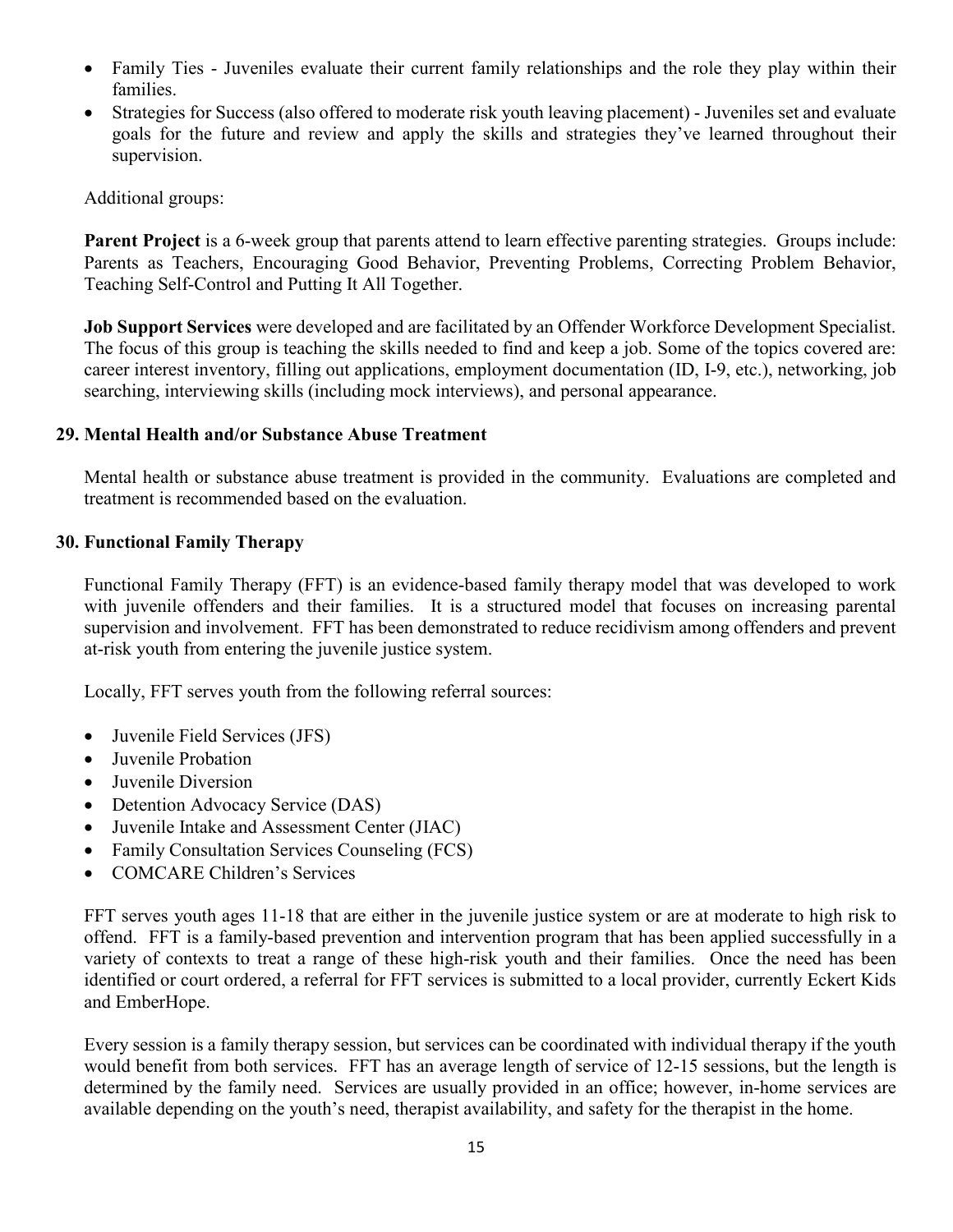- Family Ties - Juveniles evaluate their current family relationships and the role they play within their families.
- Strategies for Success (also offered to moderate risk youth leaving placement) - Juveniles set and evaluate goals for the future and review and apply the skills and strategies they've learned throughout their supervision.

Additional groups:

**Parent Project** is a 6-week group that parents attend to learn effective parenting strategies. Groups include: Parents as Teachers, Encouraging Good Behavior, Preventing Problems, Correcting Problem Behavior, Teaching Self-Control and Putting It All Together.

**Job Support Services** were developed and are facilitated by an Offender Workforce Development Specialist. The focus of this group is teaching the skills needed to find and keep a job. Some of the topics covered are: career interest inventory, filling out applications, employment documentation (ID, I-9, etc.), networking, job searching, interviewing skills (including mock interviews), and personal appearance.

### 29. Mental Health and/or Substance Abuse Treatment

Mental health or substance abuse treatment is provided in the community. Evaluations are completed and treatment is recommended based on the evaluation.

### 30. Functional Family Therapy

Functional Family Therapy (FFT) is an evidence-based family therapy model that was developed to work with juvenile offenders and their families. It is a structured model that focuses on increasing parental supervision and involvement. FFT has been demonstrated to reduce recidivism among offenders and prevent at-risk youth from entering the juvenile justice system.

Locally, FFT serves youth from the following referral sources:

- Juvenile Field Services (JFS)
- Juvenile Probation
- Juvenile Diversion
- Detention Advocacy Service (DAS)
- Juvenile Intake and Assessment Center (JIAC)
- Family Consultation Services Counseling (FCS)
- COMCARE Children's Services

FFT serves youth ages 11-18 that are either in the juvenile justice system or are at moderate to high risk to offend. FFT is a family-based prevention and intervention program that has been applied successfully in a variety of contexts to treat a range of these high-risk youth and their families. Once the need has been identified or court ordered, a referral for FFT services is submitted to a local provider, currently Eckert Kids and EmberHope.

Every session is a family therapy session, but services can be coordinated with individual therapy if the youth would benefit from both services. FFT has an average length of service of 12-15 sessions, but the length is determined by the family need. Services are usually provided in an office; however, in-home services are available depending on the youth's need, therapist availability, and safety for the therapist in the home.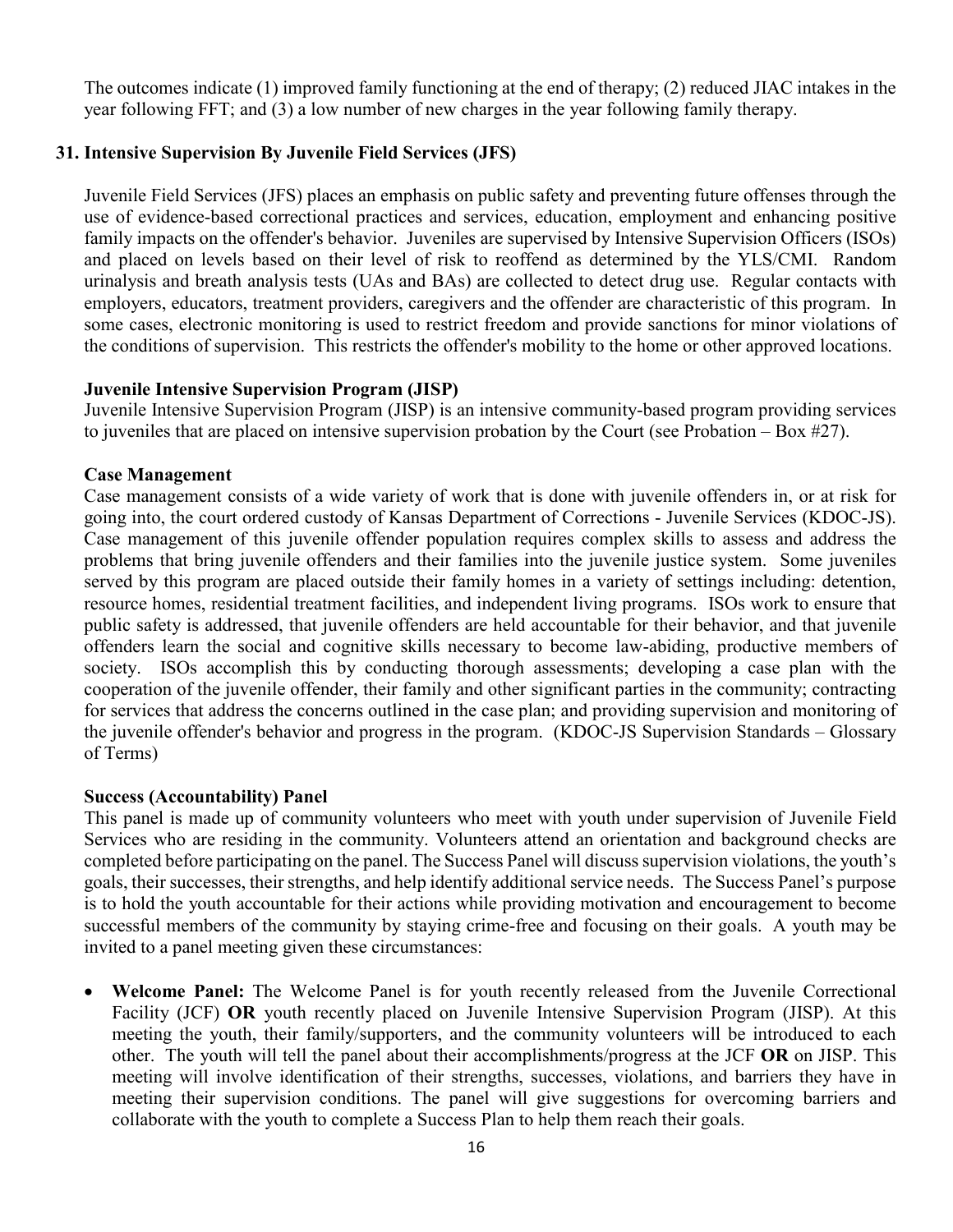The outcomes indicate (1) improved family functioning at the end of therapy; (2) reduced JIAC intakes in the year following FFT; and (3) a low number of new charges in the year following family therapy.

## 31. Intensive Supervision By Juvenile Field Services (JFS)

Juvenile Field Services (JFS) places an emphasis on public safety and preventing future offenses through the use of evidence-based correctional practices and services, education, employment and enhancing positive family impacts on the offender's behavior. Juveniles are supervised by Intensive Supervision Officers (ISOs) and placed on levels based on their level of risk to reoffend as determined by the YLS/CMI. Random urinalysis and breath analysis tests (UAs and BAs) are collected to detect drug use. Regular contacts with employers, educators, treatment providers, caregivers and the offender are characteristic of this program. In some cases, electronic monitoring is used to restrict freedom and provide sanctions for minor violations of the conditions of supervision. This restricts the offender's mobility to the home or other approved locations.

**Juvenile Intensive Supervision Program (JISP)**
Juvenile Intensive Supervision Program (JISP) is an intensive community-based program providing services to juveniles that are placed on intensive supervision probation by the Court (see Probation – Box #27).

**Case Management**
Case management consists of a wide variety of work that is done with juvenile offenders in, or at risk for going into, the court ordered custody of Kansas Department of Corrections - Juvenile Services (KDOC-JS). Case management of this juvenile offender population requires complex skills to assess and address the problems that bring juvenile offenders and their families into the juvenile justice system. Some juveniles served by this program are placed outside their family homes in a variety of settings including: detention, resource homes, residential treatment facilities, and independent living programs. ISOs work to ensure that public safety is addressed, that juvenile offenders are held accountable for their behavior, and that juvenile offenders learn the social and cognitive skills necessary to become law-abiding, productive members of society. ISOs accomplish this by conducting thorough assessments; developing a case plan with the cooperation of the juvenile offender, their family and other significant parties in the community; contracting for services that address the concerns outlined in the case plan; and providing supervision and monitoring of the juvenile offender's behavior and progress in the program. (KDOC-JS Supervision Standards – Glossary of Terms)

**Success (Accountability) Panel**
This panel is made up of community volunteers who meet with youth under supervision of Juvenile Field Services who are residing in the community. Volunteers attend an orientation and background checks are completed before participating on the panel. The Success Panel will discuss supervision violations, the youth's goals, their successes, their strengths, and help identify additional service needs. The Success Panel's purpose is to hold the youth accountable for their actions while providing motivation and encouragement to become successful members of the community by staying crime-free and focusing on their goals. A youth may be invited to a panel meeting given these circumstances:

- **Welcome Panel:** The Welcome Panel is for youth recently released from the Juvenile Correctional Facility (JCF) **OR** youth recently placed on Juvenile Intensive Supervision Program (JISP). At this meeting the youth, their family/supporters, and the community volunteers will be introduced to each other. The youth will tell the panel about their accomplishments/progress at the JCF **OR** on JISP. This meeting will involve identification of their strengths, successes, violations, and barriers they have in meeting their supervision conditions. The panel will give suggestions for overcoming barriers and collaborate with the youth to complete a Success Plan to help them reach their goals.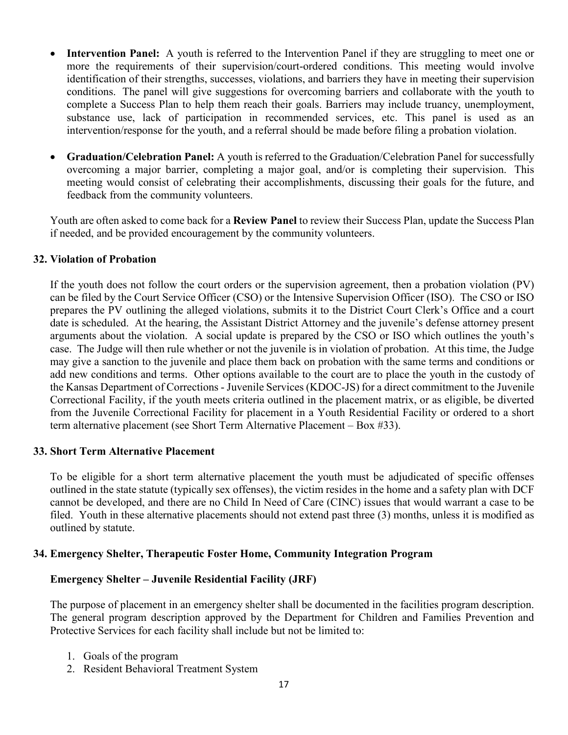- **Intervention Panel:** A youth is referred to the Intervention Panel if they are struggling to meet one or more the requirements of their supervision/court-ordered conditions. This meeting would involve identification of their strengths, successes, violations, and barriers they have in meeting their supervision conditions. The panel will give suggestions for overcoming barriers and collaborate with the youth to complete a Success Plan to help them reach their goals. Barriers may include truancy, unemployment, substance use, lack of participation in recommended services, etc. This panel is used as an intervention/response for the youth, and a referral should be made before filing a probation violation.

- **Graduation/Celebration Panel:** A youth is referred to the Graduation/Celebration Panel for successfully overcoming a major barrier, completing a major goal, and/or is completing their supervision. This meeting would consist of celebrating their accomplishments, discussing their goals for the future, and feedback from the community volunteers.

Youth are often asked to come back for a **Review Panel** to review their Success Plan, update the Success Plan if needed, and be provided encouragement by the community volunteers.

### 32. Violation of Probation

If the youth does not follow the court orders or the supervision agreement, then a probation violation (PV) can be filed by the Court Service Officer (CSO) or the Intensive Supervision Officer (ISO). The CSO or ISO prepares the PV outlining the alleged violations, submits it to the District Court Clerk's Office and a court date is scheduled. At the hearing, the Assistant District Attorney and the juvenile's defense attorney present arguments about the violation. A social update is prepared by the CSO or ISO which outlines the youth's case. The Judge will then rule whether or not the juvenile is in violation of probation. At this time, the Judge may give a sanction to the juvenile and place them back on probation with the same terms and conditions or add new conditions and terms. Other options available to the court are to place the youth in the custody of the Kansas Department of Corrections - Juvenile Services (KDOC-JS) for a direct commitment to the Juvenile Correctional Facility, if the youth meets criteria outlined in the placement matrix, or as eligible, be diverted from the Juvenile Correctional Facility for placement in a Youth Residential Facility or ordered to a short term alternative placement (see Short Term Alternative Placement – Box #33).

### 33. Short Term Alternative Placement

To be eligible for a short term alternative placement the youth must be adjudicated of specific offenses outlined in the state statute (typically sex offenses), the victim resides in the home and a safety plan with DCF cannot be developed, and there are no Child In Need of Care (CINC) issues that would warrant a case to be filed. Youth in these alternative placements should not extend past three (3) months, unless it is modified as outlined by statute.

### 34. Emergency Shelter, Therapeutic Foster Home, Community Integration Program

#### Emergency Shelter – Juvenile Residential Facility (JRF)

The purpose of placement in an emergency shelter shall be documented in the facilities program description. The general program description approved by the Department for Children and Families Prevention and Protective Services for each facility shall include but not be limited to:

1. Goals of the program
2. Resident Behavioral Treatment System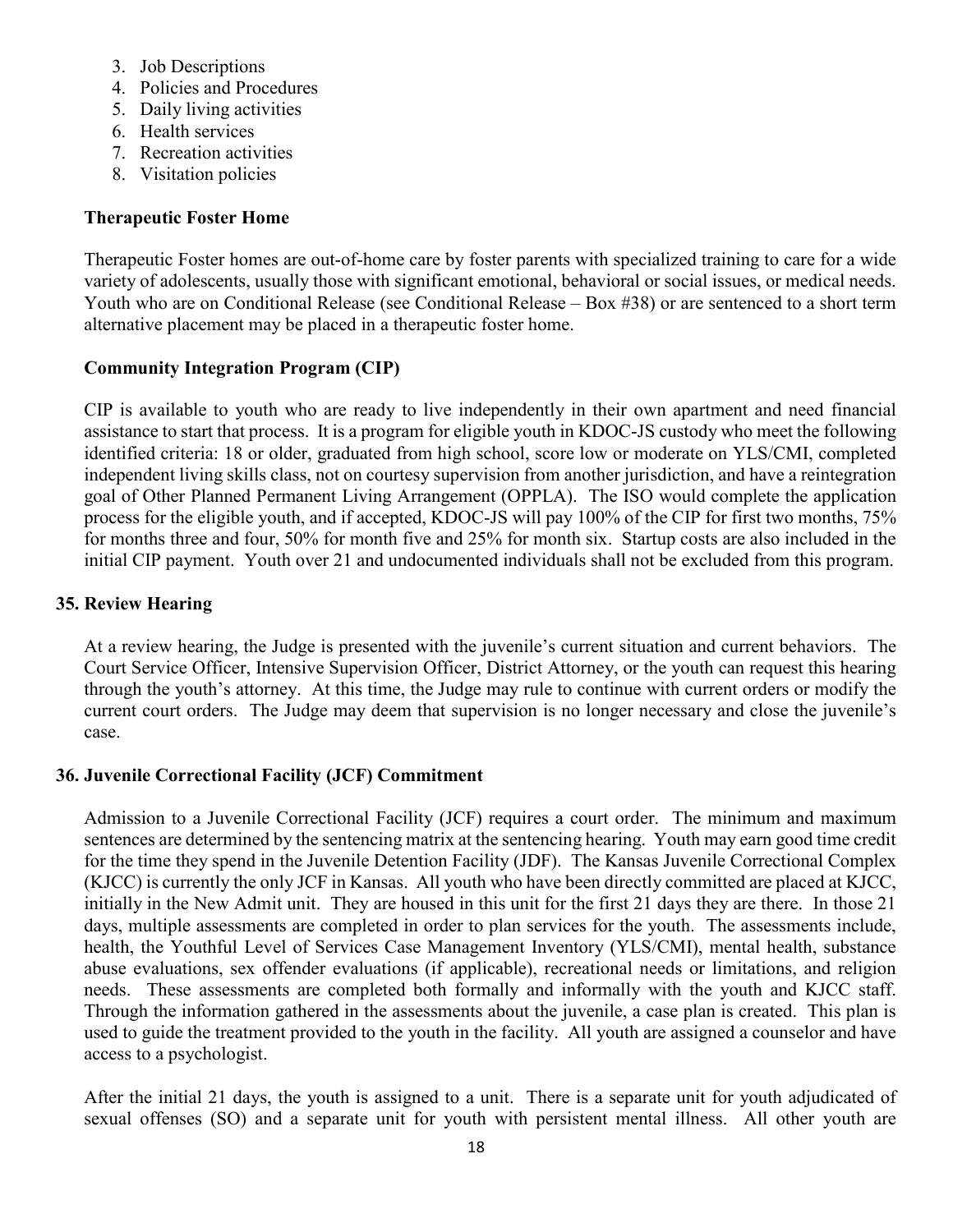3. Job Descriptions
4. Policies and Procedures
5. Daily living activities
6. Health services
7. Recreation activities
8. Visitation policies

**Therapeutic Foster Home**

Therapeutic Foster homes are out-of-home care by foster parents with specialized training to care for a wide variety of adolescents, usually those with significant emotional, behavioral or social issues, or medical needs. Youth who are on Conditional Release (see Conditional Release – Box #38) or are sentenced to a short term alternative placement may be placed in a therapeutic foster home.

**Community Integration Program (CIP)**

CIP is available to youth who are ready to live independently in their own apartment and need financial assistance to start that process. It is a program for eligible youth in KDOC-JS custody who meet the following identified criteria: 18 or older, graduated from high school, score low or moderate on YLS/CMI, completed independent living skills class, not on courtesy supervision from another jurisdiction, and have a reintegration goal of Other Planned Permanent Living Arrangement (OPPLA). The ISO would complete the application process for the eligible youth, and if accepted, KDOC-JS will pay 100% of the CIP for first two months, 75% for months three and four, 50% for month five and 25% for month six. Startup costs are also included in the initial CIP payment. Youth over 21 and undocumented individuals shall not be excluded from this program.

## 35. Review Hearing

At a review hearing, the Judge is presented with the juvenile's current situation and current behaviors. The Court Service Officer, Intensive Supervision Officer, District Attorney, or the youth can request this hearing through the youth's attorney. At this time, the Judge may rule to continue with current orders or modify the current court orders. The Judge may deem that supervision is no longer necessary and close the juvenile's case.

## 36. Juvenile Correctional Facility (JCF) Commitment

Admission to a Juvenile Correctional Facility (JCF) requires a court order. The minimum and maximum sentences are determined by the sentencing matrix at the sentencing hearing. Youth may earn good time credit for the time they spend in the Juvenile Detention Facility (JDF). The Kansas Juvenile Correctional Complex (KJCC) is currently the only JCF in Kansas. All youth who have been directly committed are placed at KJCC, initially in the New Admit unit. They are housed in this unit for the first 21 days they are there. In those 21 days, multiple assessments are completed in order to plan services for the youth. The assessments include, health, the Youthful Level of Services Case Management Inventory (YLS/CMI), mental health, substance abuse evaluations, sex offender evaluations (if applicable), recreational needs or limitations, and religion needs. These assessments are completed both formally and informally with the youth and KJCC staff. Through the information gathered in the assessments about the juvenile, a case plan is created. This plan is used to guide the treatment provided to the youth in the facility. All youth are assigned a counselor and have access to a psychologist.

After the initial 21 days, the youth is assigned to a unit. There is a separate unit for youth adjudicated of sexual offenses (SO) and a separate unit for youth with persistent mental illness. All other youth are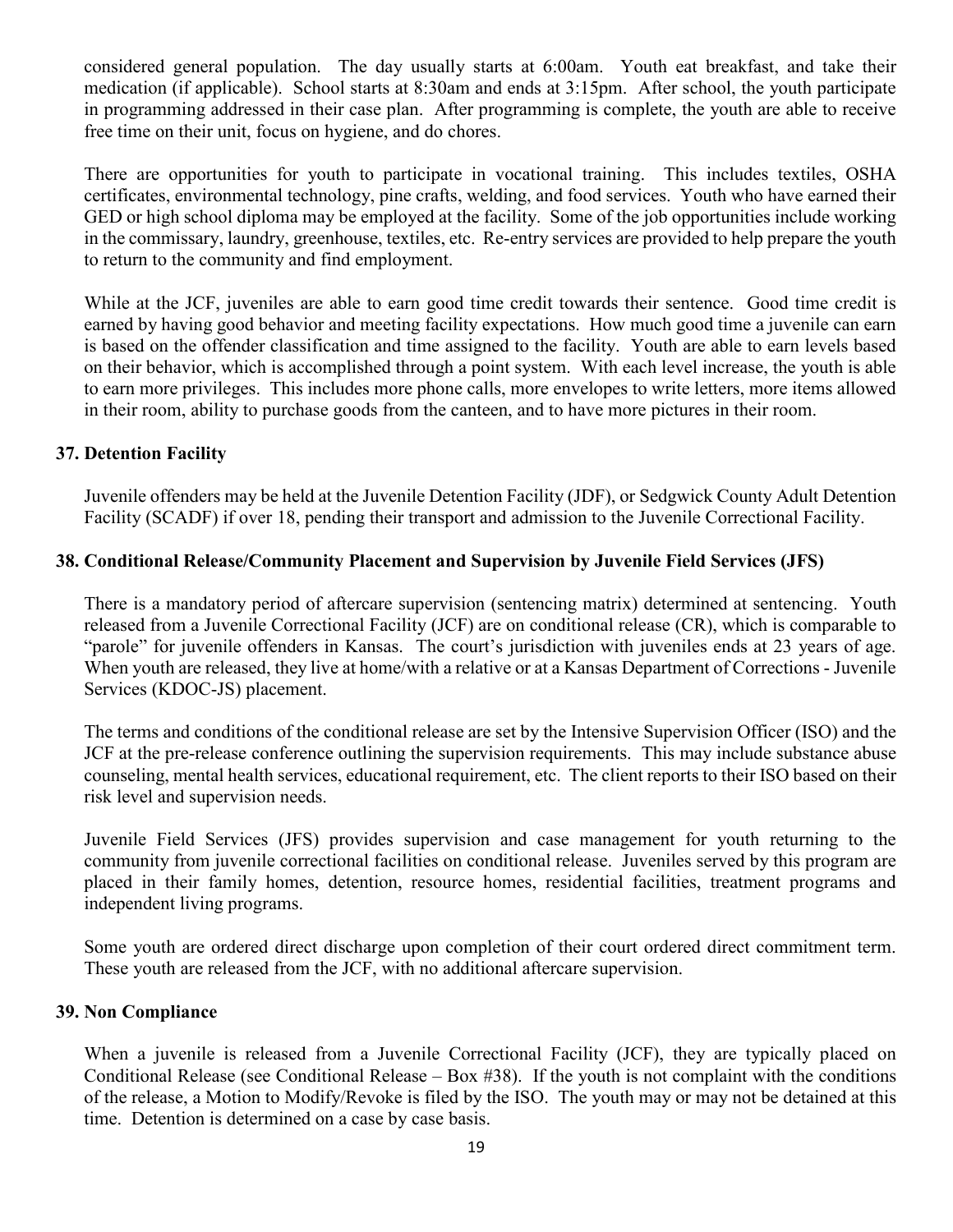considered general population. The day usually starts at 6:00am. Youth eat breakfast, and take their medication (if applicable). School starts at 8:30am and ends at 3:15pm. After school, the youth participate in programming addressed in their case plan. After programming is complete, the youth are able to receive free time on their unit, focus on hygiene, and do chores.

There are opportunities for youth to participate in vocational training. This includes textiles, OSHA certificates, environmental technology, pine crafts, welding, and food services. Youth who have earned their GED or high school diploma may be employed at the facility. Some of the job opportunities include working in the commissary, laundry, greenhouse, textiles, etc. Re-entry services are provided to help prepare the youth to return to the community and find employment.

While at the JCF, juveniles are able to earn good time credit towards their sentence. Good time credit is earned by having good behavior and meeting facility expectations. How much good time a juvenile can earn is based on the offender classification and time assigned to the facility. Youth are able to earn levels based on their behavior, which is accomplished through a point system. With each level increase, the youth is able to earn more privileges. This includes more phone calls, more envelopes to write letters, more items allowed in their room, ability to purchase goods from the canteen, and to have more pictures in their room.

### 37. Detention Facility

Juvenile offenders may be held at the Juvenile Detention Facility (JDF), or Sedgwick County Adult Detention Facility (SCADF) if over 18, pending their transport and admission to the Juvenile Correctional Facility.

### 38. Conditional Release/Community Placement and Supervision by Juvenile Field Services (JFS)

There is a mandatory period of aftercare supervision (sentencing matrix) determined at sentencing. Youth released from a Juvenile Correctional Facility (JCF) are on conditional release (CR), which is comparable to "parole" for juvenile offenders in Kansas. The court's jurisdiction with juveniles ends at 23 years of age. When youth are released, they live at home/with a relative or at a Kansas Department of Corrections - Juvenile Services (KDOC-JS) placement.

The terms and conditions of the conditional release are set by the Intensive Supervision Officer (ISO) and the JCF at the pre-release conference outlining the supervision requirements. This may include substance abuse counseling, mental health services, educational requirement, etc. The client reports to their ISO based on their risk level and supervision needs.

Juvenile Field Services (JFS) provides supervision and case management for youth returning to the community from juvenile correctional facilities on conditional release. Juveniles served by this program are placed in their family homes, detention, resource homes, residential facilities, treatment programs and independent living programs.

Some youth are ordered direct discharge upon completion of their court ordered direct commitment term. These youth are released from the JCF, with no additional aftercare supervision.

### 39. Non Compliance

When a juvenile is released from a Juvenile Correctional Facility (JCF), they are typically placed on Conditional Release (see Conditional Release – Box #38). If the youth is not complaint with the conditions of the release, a Motion to Modify/Revoke is filed by the ISO. The youth may or may not be detained at this time. Detention is determined on a case by case basis.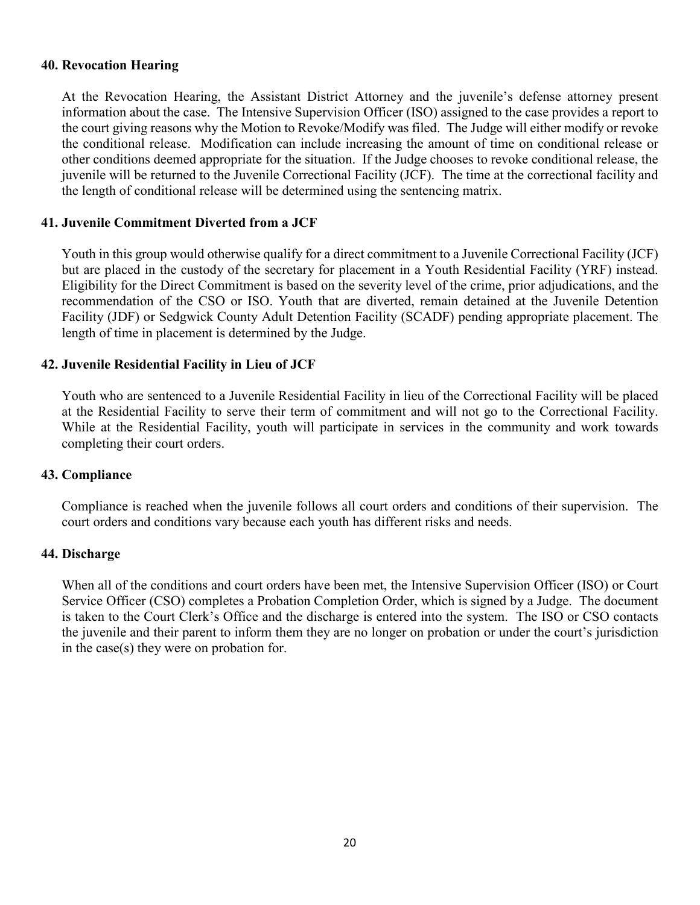### 40. Revocation Hearing

At the Revocation Hearing, the Assistant District Attorney and the juvenile's defense attorney present information about the case. The Intensive Supervision Officer (ISO) assigned to the case provides a report to the court giving reasons why the Motion to Revoke/Modify was filed. The Judge will either modify or revoke the conditional release. Modification can include increasing the amount of time on conditional release or other conditions deemed appropriate for the situation. If the Judge chooses to revoke conditional release, the juvenile will be returned to the Juvenile Correctional Facility (JCF). The time at the correctional facility and the length of conditional release will be determined using the sentencing matrix.

### 41. Juvenile Commitment Diverted from a JCF

Youth in this group would otherwise qualify for a direct commitment to a Juvenile Correctional Facility (JCF) but are placed in the custody of the secretary for placement in a Youth Residential Facility (YRF) instead. Eligibility for the Direct Commitment is based on the severity level of the crime, prior adjudications, and the recommendation of the CSO or ISO. Youth that are diverted, remain detained at the Juvenile Detention Facility (JDF) or Sedgwick County Adult Detention Facility (SCADF) pending appropriate placement. The length of time in placement is determined by the Judge.

### 42. Juvenile Residential Facility in Lieu of JCF

Youth who are sentenced to a Juvenile Residential Facility in lieu of the Correctional Facility will be placed at the Residential Facility to serve their term of commitment and will not go to the Correctional Facility. While at the Residential Facility, youth will participate in services in the community and work towards completing their court orders.

### 43. Compliance

Compliance is reached when the juvenile follows all court orders and conditions of their supervision. The court orders and conditions vary because each youth has different risks and needs.

### 44. Discharge

When all of the conditions and court orders have been met, the Intensive Supervision Officer (ISO) or Court Service Officer (CSO) completes a Probation Completion Order, which is signed by a Judge. The document is taken to the Court Clerk's Office and the discharge is entered into the system. The ISO or CSO contacts the juvenile and their parent to inform them they are no longer on probation or under the court's jurisdiction in the case(s) they were on probation for.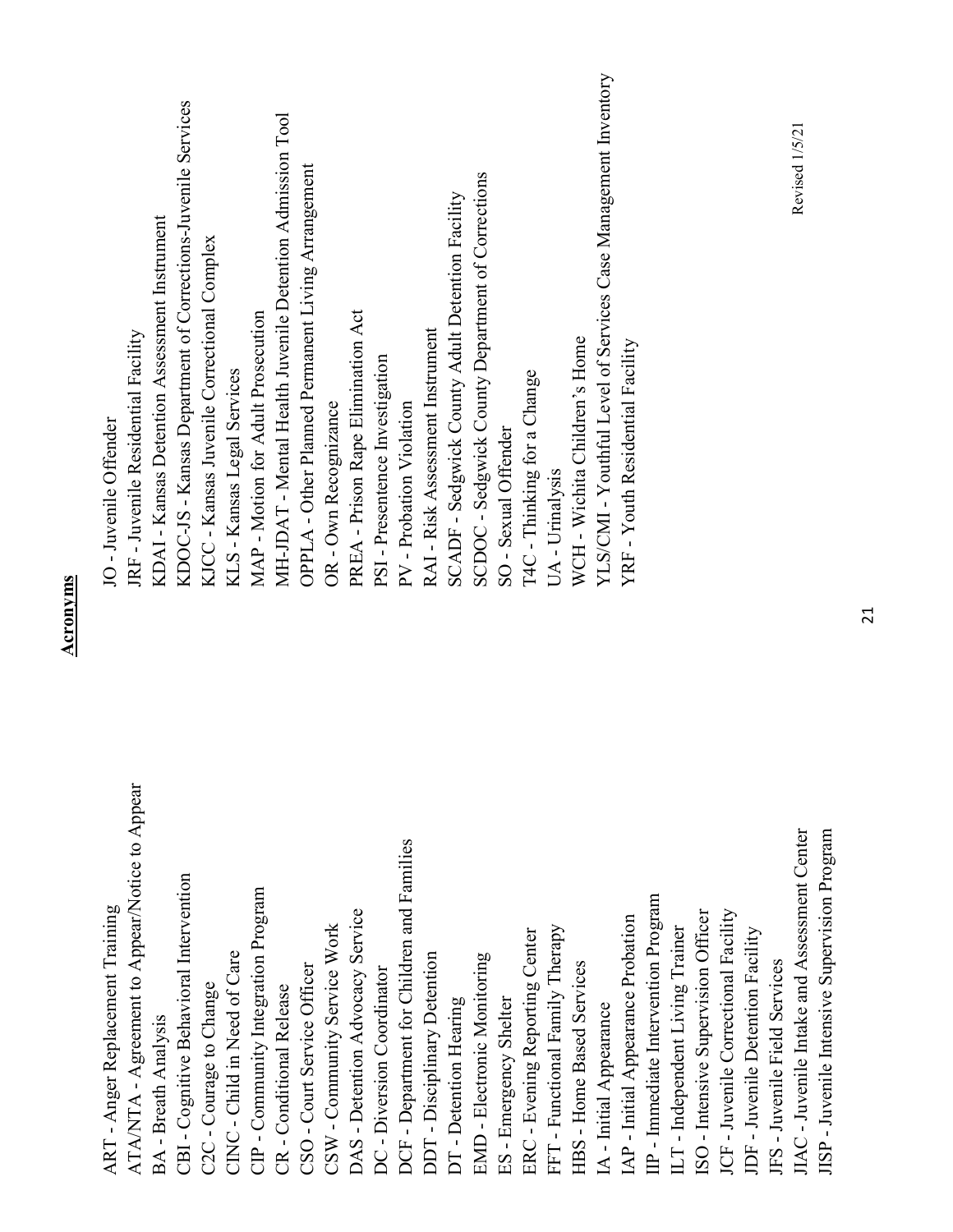## Acronyms

ART - Anger Replacement Training
ATA/NTA - Agreement to Appear/Notice to Appear
BA - Breath Analysis
CBI - Cognitive Behavioral Intervention
C2C - Courage to Change
CINC - Child in Need of Care
CIP - Community Integration Program
CR - Conditional Release
CSO - Court Service Officer
CSW - Community Service Work
DAS - Detention Advocacy Service
DC - Diversion Coordinator
DCF - Department for Children and Families
DDT - Disciplinary Detention
DT - Detention Hearing
EMD - Electronic Monitoring
ES - Emergency Shelter
ERC - Evening Reporting Center
FFT - Functional Family Therapy
HBS - Home Based Services
IA - Initial Appearance
IAP - Initial Appearance Probation
IIP - Immediate Intervention Program
ILT - Independent Living Trainer
ISO - Intensive Supervision Officer
JCF - Juvenile Correctional Facility
JDF - Juvenile Detention Facility
JFS - Juvenile Field Services
JIAC - Juvenile Intake and Assessment Center
JISP - Juvenile Intensive Supervision Program
JO - Juvenile Offender
JRF - Juvenile Residential Facility
KDAI - Kansas Detention Assessment Instrument
KDOC-JS - Kansas Department of Corrections-Juvenile Services
KJCC - Kansas Juvenile Correctional Complex
KLS - Kansas Legal Services
MAP - Motion for Adult Prosecution
MH-JDAT - Mental Health Juvenile Detention Admission Tool
OPPLA - Other Planned Permanent Living Arrangement
OR - Own Recognizance
PREA - Prison Rape Elimination Act
PSI - Presentence Investigation
PV - Probation Violation
RAI - Risk Assessment Instrument
SCADF - Sedgwick County Adult Detention Facility
SCDOC - Sedgwick County Department of Corrections
SO - Sexual Offender
T4C - Thinking for a Change
UA - Urinalysis
WCH - Wichita Children's Home
YLS/CMI - Youthful Level of Services Case Management Inventory
YRF - Youth Residential Facility

Revised 1/5/21